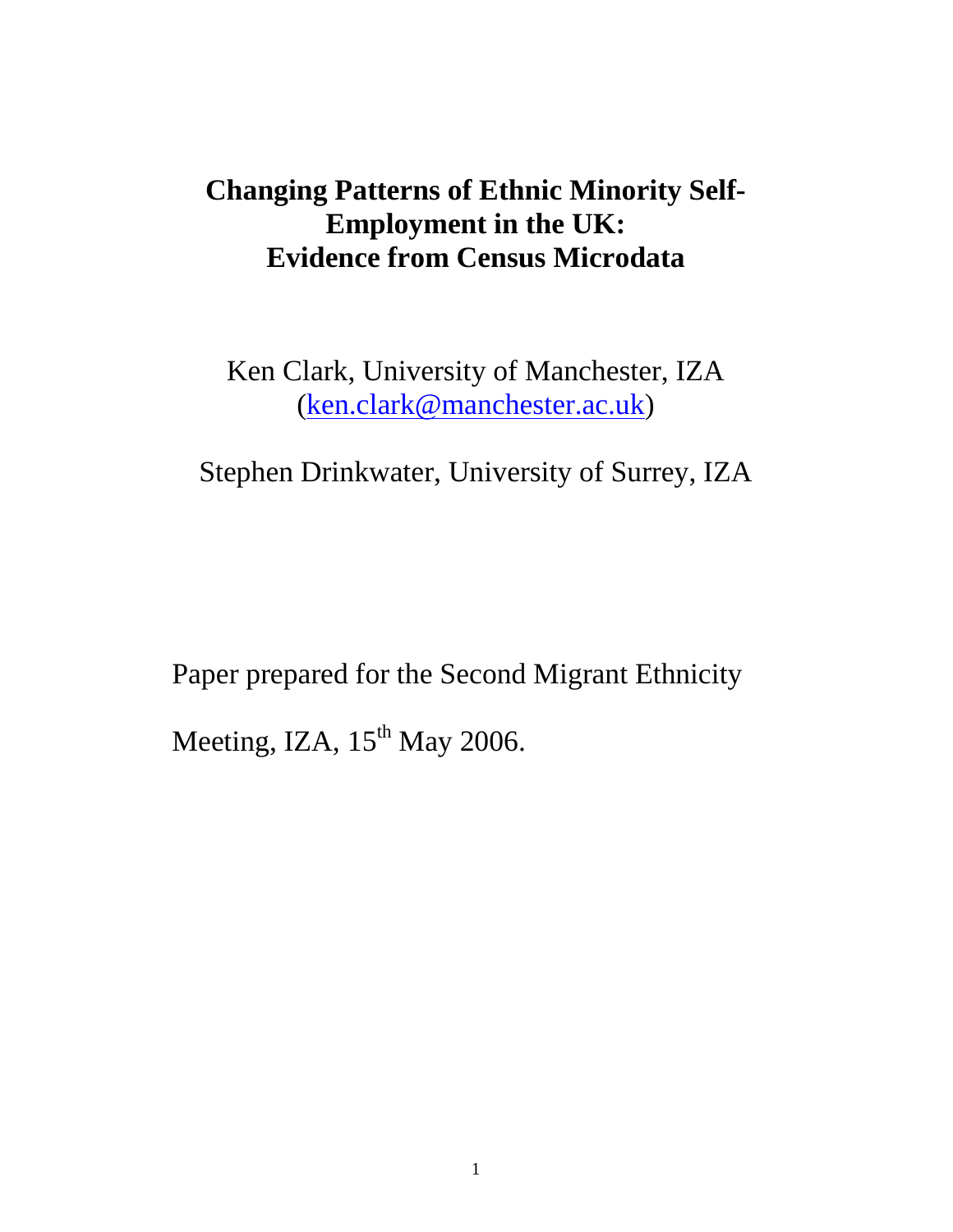# Changing Patterns of Ethnic Minority Self-Employment in the UK: Evidence from Census Microdata

Ken Clark, University of Manchester, IZA
(ken.clark@manchester.ac.uk)

Stephen Drinkwater, University of Surrey, IZA

Paper prepared for the Second Migrant Ethnicity Meeting, IZA, 15th May 2006.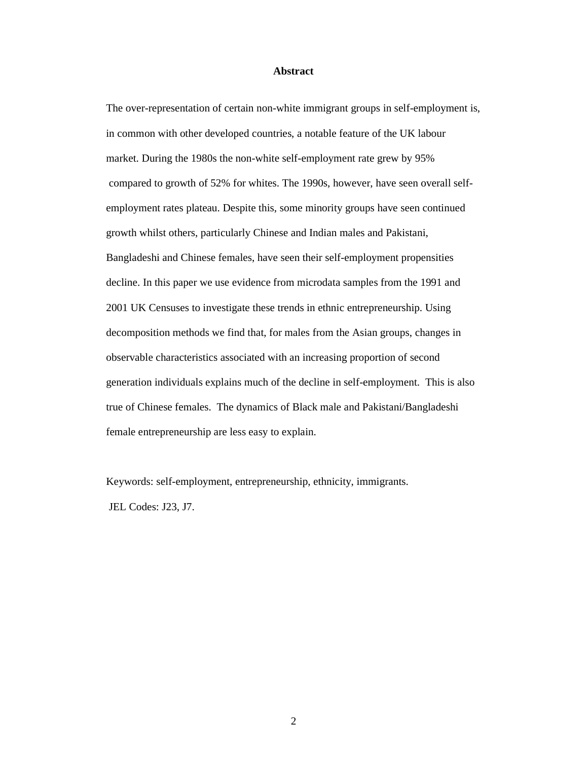## Abstract

The over-representation of certain non-white immigrant groups in self-employment is, in common with other developed countries, a notable feature of the UK labour market. During the 1980s the non-white self-employment rate grew by 95% compared to growth of 52% for whites. The 1990s, however, have seen overall self-employment rates plateau. Despite this, some minority groups have seen continued growth whilst others, particularly Chinese and Indian males and Pakistani, Bangladeshi and Chinese females, have seen their self-employment propensities decline. In this paper we use evidence from microdata samples from the 1991 and 2001 UK Censuses to investigate these trends in ethnic entrepreneurship. Using decomposition methods we find that, for males from the Asian groups, changes in observable characteristics associated with an increasing proportion of second generation individuals explains much of the decline in self-employment. This is also true of Chinese females. The dynamics of Black male and Pakistani/Bangladeshi female entrepreneurship are less easy to explain.

Keywords: self-employment, entrepreneurship, ethnicity, immigrants.

JEL Codes: J23, J7.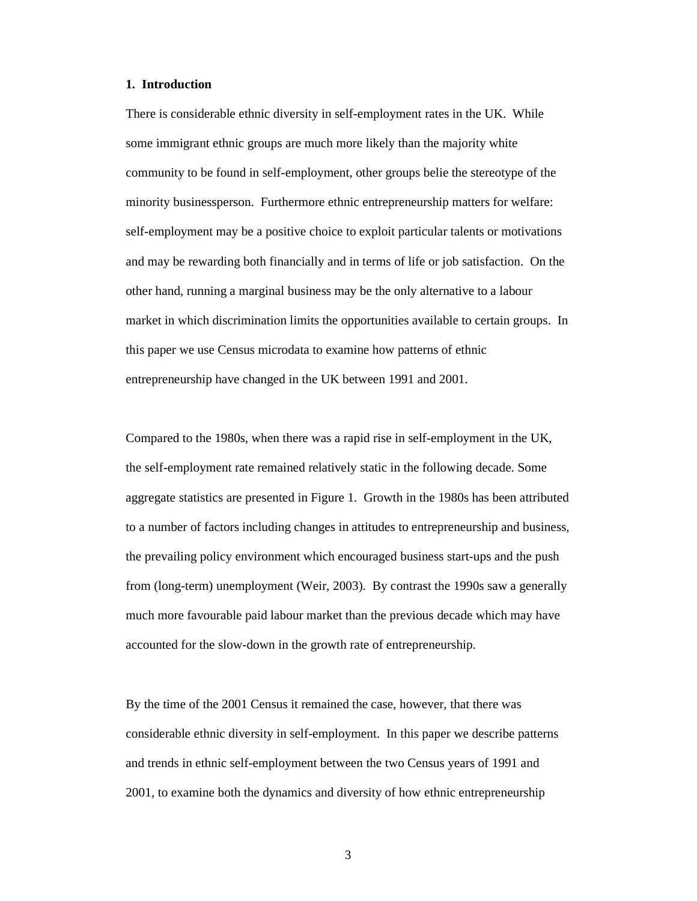## 1. Introduction

There is considerable ethnic diversity in self-employment rates in the UK. While some immigrant ethnic groups are much more likely than the majority white community to be found in self-employment, other groups belie the stereotype of the minority businessperson. Furthermore ethnic entrepreneurship matters for welfare: self-employment may be a positive choice to exploit particular talents or motivations and may be rewarding both financially and in terms of life or job satisfaction. On the other hand, running a marginal business may be the only alternative to a labour market in which discrimination limits the opportunities available to certain groups. In this paper we use Census microdata to examine how patterns of ethnic entrepreneurship have changed in the UK between 1991 and 2001.

Compared to the 1980s, when there was a rapid rise in self-employment in the UK, the self-employment rate remained relatively static in the following decade. Some aggregate statistics are presented in Figure 1. Growth in the 1980s has been attributed to a number of factors including changes in attitudes to entrepreneurship and business, the prevailing policy environment which encouraged business start-ups and the push from (long-term) unemployment (Weir, 2003). By contrast the 1990s saw a generally much more favourable paid labour market than the previous decade which may have accounted for the slow-down in the growth rate of entrepreneurship.

By the time of the 2001 Census it remained the case, however, that there was considerable ethnic diversity in self-employment. In this paper we describe patterns and trends in ethnic self-employment between the two Census years of 1991 and 2001, to examine both the dynamics and diversity of how ethnic entrepreneurship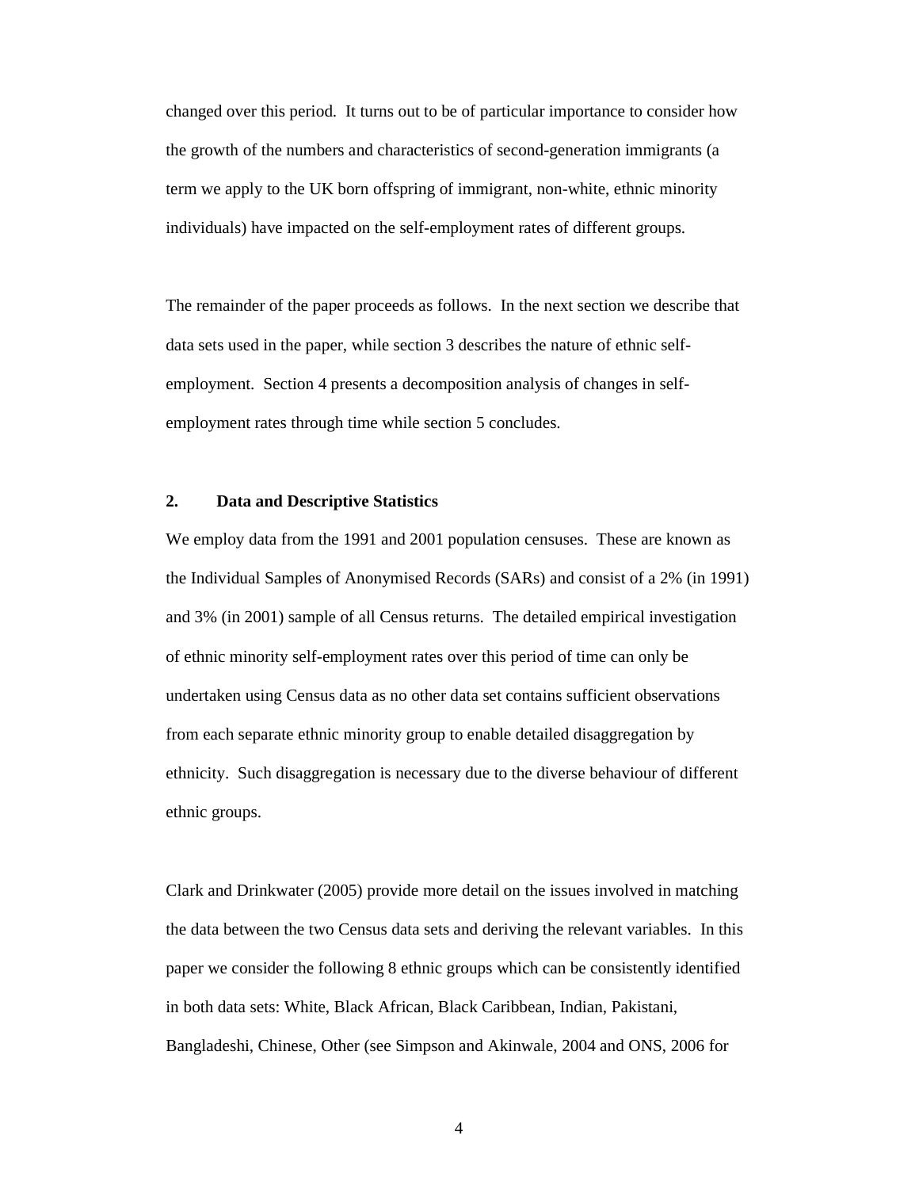changed over this period. It turns out to be of particular importance to consider how the growth of the numbers and characteristics of second-generation immigrants (a term we apply to the UK born offspring of immigrant, non-white, ethnic minority individuals) have impacted on the self-employment rates of different groups.

The remainder of the paper proceeds as follows. In the next section we describe that data sets used in the paper, while section 3 describes the nature of ethnic self-employment. Section 4 presents a decomposition analysis of changes in self-employment rates through time while section 5 concludes.

## 2. Data and Descriptive Statistics

We employ data from the 1991 and 2001 population censuses. These are known as the Individual Samples of Anonymised Records (SARs) and consist of a 2% (in 1991) and 3% (in 2001) sample of all Census returns. The detailed empirical investigation of ethnic minority self-employment rates over this period of time can only be undertaken using Census data as no other data set contains sufficient observations from each separate ethnic minority group to enable detailed disaggregation by ethnicity. Such disaggregation is necessary due to the diverse behaviour of different ethnic groups.

Clark and Drinkwater (2005) provide more detail on the issues involved in matching the data between the two Census data sets and deriving the relevant variables. In this paper we consider the following 8 ethnic groups which can be consistently identified in both data sets: White, Black African, Black Caribbean, Indian, Pakistani, Bangladeshi, Chinese, Other (see Simpson and Akinwale, 2004 and ONS, 2006 for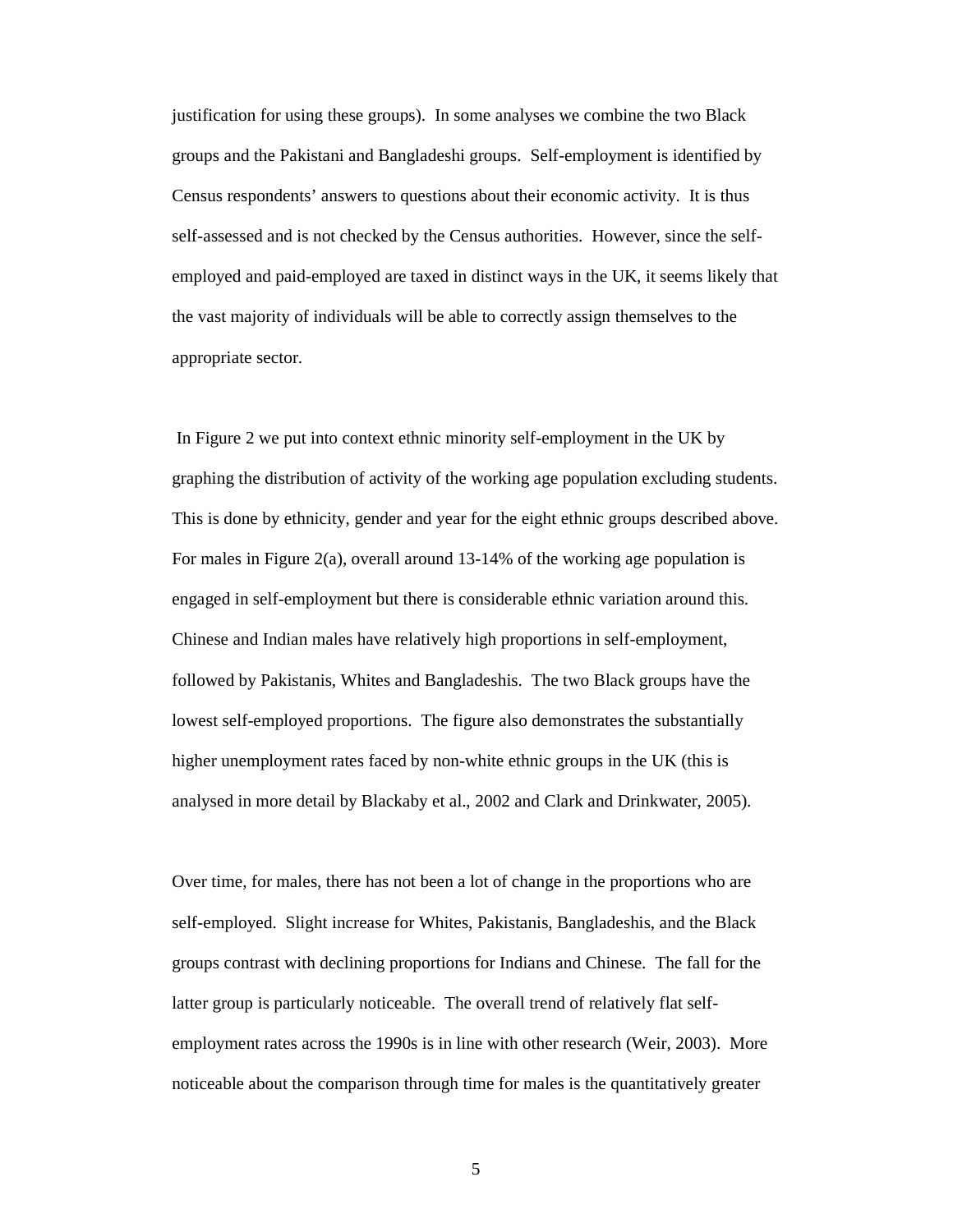justification for using these groups). In some analyses we combine the two Black groups and the Pakistani and Bangladeshi groups. Self-employment is identified by Census respondents' answers to questions about their economic activity. It is thus self-assessed and is not checked by the Census authorities. However, since the self-employed and paid-employed are taxed in distinct ways in the UK, it seems likely that the vast majority of individuals will be able to correctly assign themselves to the appropriate sector.

In Figure 2 we put into context ethnic minority self-employment in the UK by graphing the distribution of activity of the working age population excluding students. This is done by ethnicity, gender and year for the eight ethnic groups described above. For males in Figure 2(a), overall around 13-14% of the working age population is engaged in self-employment but there is considerable ethnic variation around this. Chinese and Indian males have relatively high proportions in self-employment, followed by Pakistanis, Whites and Bangladeshis. The two Black groups have the lowest self-employed proportions. The figure also demonstrates the substantially higher unemployment rates faced by non-white ethnic groups in the UK (this is analysed in more detail by Blackaby et al., 2002 and Clark and Drinkwater, 2005).

Over time, for males, there has not been a lot of change in the proportions who are self-employed. Slight increase for Whites, Pakistanis, Bangladeshis, and the Black groups contrast with declining proportions for Indians and Chinese. The fall for the latter group is particularly noticeable. The overall trend of relatively flat self-employment rates across the 1990s is in line with other research (Weir, 2003). More noticeable about the comparison through time for males is the quantitatively greater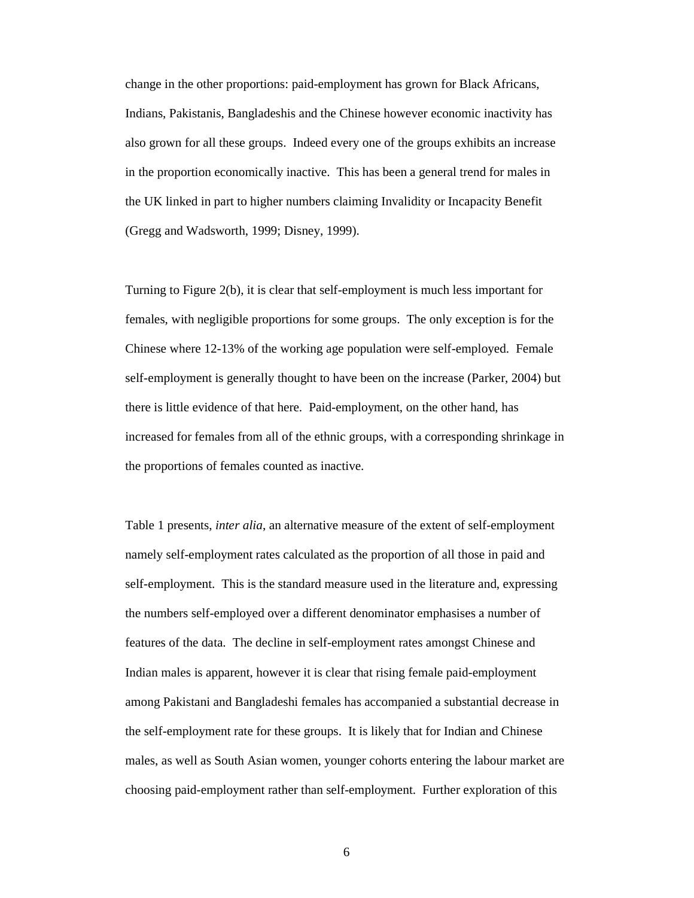change in the other proportions: paid-employment has grown for Black Africans, Indians, Pakistanis, Bangladeshis and the Chinese however economic inactivity has also grown for all these groups. Indeed every one of the groups exhibits an increase in the proportion economically inactive. This has been a general trend for males in the UK linked in part to higher numbers claiming Invalidity or Incapacity Benefit (Gregg and Wadsworth, 1999; Disney, 1999).

Turning to Figure 2(b), it is clear that self-employment is much less important for females, with negligible proportions for some groups. The only exception is for the Chinese where 12-13% of the working age population were self-employed. Female self-employment is generally thought to have been on the increase (Parker, 2004) but there is little evidence of that here. Paid-employment, on the other hand, has increased for females from all of the ethnic groups, with a corresponding shrinkage in the proportions of females counted as inactive.

Table 1 presents, *inter alia*, an alternative measure of the extent of self-employment namely self-employment rates calculated as the proportion of all those in paid and self-employment. This is the standard measure used in the literature and, expressing the numbers self-employed over a different denominator emphasises a number of features of the data. The decline in self-employment rates amongst Chinese and Indian males is apparent, however it is clear that rising female paid-employment among Pakistani and Bangladeshi females has accompanied a substantial decrease in the self-employment rate for these groups. It is likely that for Indian and Chinese males, as well as South Asian women, younger cohorts entering the labour market are choosing paid-employment rather than self-employment. Further exploration of this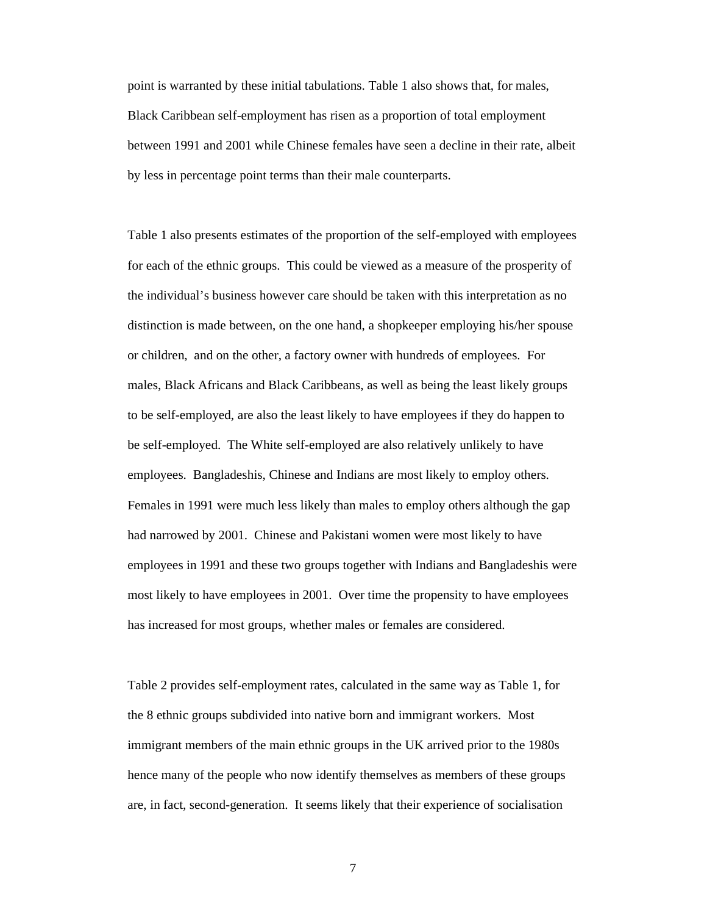point is warranted by these initial tabulations. Table 1 also shows that, for males, Black Caribbean self-employment has risen as a proportion of total employment between 1991 and 2001 while Chinese females have seen a decline in their rate, albeit by less in percentage point terms than their male counterparts.

Table 1 also presents estimates of the proportion of the self-employed with employees for each of the ethnic groups. This could be viewed as a measure of the prosperity of the individual's business however care should be taken with this interpretation as no distinction is made between, on the one hand, a shopkeeper employing his/her spouse or children, and on the other, a factory owner with hundreds of employees. For males, Black Africans and Black Caribbeans, as well as being the least likely groups to be self-employed, are also the least likely to have employees if they do happen to be self-employed. The White self-employed are also relatively unlikely to have employees. Bangladeshis, Chinese and Indians are most likely to employ others. Females in 1991 were much less likely than males to employ others although the gap had narrowed by 2001. Chinese and Pakistani women were most likely to have employees in 1991 and these two groups together with Indians and Bangladeshis were most likely to have employees in 2001. Over time the propensity to have employees has increased for most groups, whether males or females are considered.

Table 2 provides self-employment rates, calculated in the same way as Table 1, for the 8 ethnic groups subdivided into native born and immigrant workers. Most immigrant members of the main ethnic groups in the UK arrived prior to the 1980s hence many of the people who now identify themselves as members of these groups are, in fact, second-generation. It seems likely that their experience of socialisation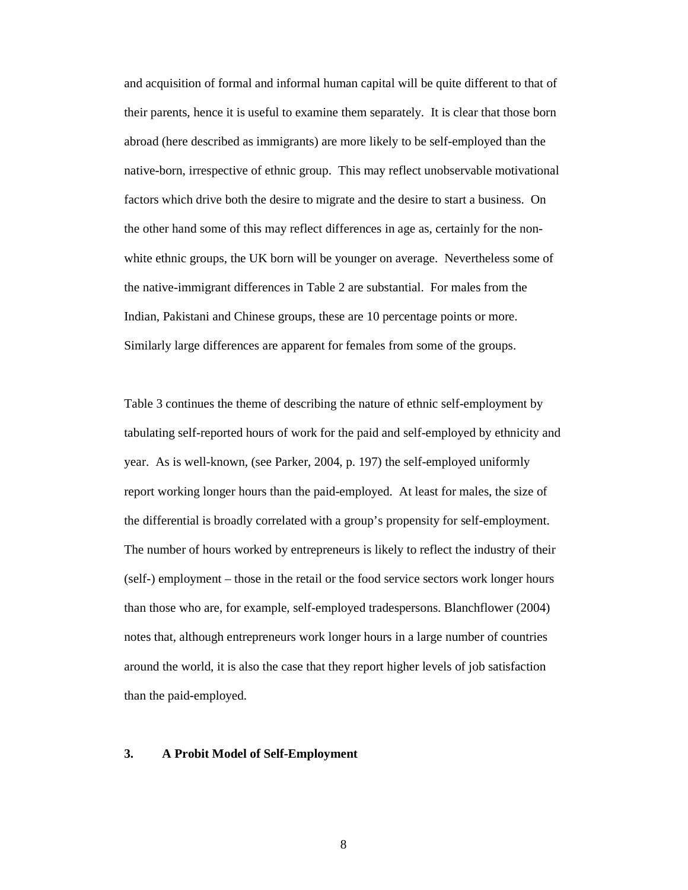and acquisition of formal and informal human capital will be quite different to that of their parents, hence it is useful to examine them separately. It is clear that those born abroad (here described as immigrants) are more likely to be self-employed than the native-born, irrespective of ethnic group. This may reflect unobservable motivational factors which drive both the desire to migrate and the desire to start a business. On the other hand some of this may reflect differences in age as, certainly for the non-white ethnic groups, the UK born will be younger on average. Nevertheless some of the native-immigrant differences in Table 2 are substantial. For males from the Indian, Pakistani and Chinese groups, these are 10 percentage points or more. Similarly large differences are apparent for females from some of the groups.

Table 3 continues the theme of describing the nature of ethnic self-employment by tabulating self-reported hours of work for the paid and self-employed by ethnicity and year. As is well-known, (see Parker, 2004, p. 197) the self-employed uniformly report working longer hours than the paid-employed. At least for males, the size of the differential is broadly correlated with a group's propensity for self-employment. The number of hours worked by entrepreneurs is likely to reflect the industry of their (self-) employment – those in the retail or the food service sectors work longer hours than those who are, for example, self-employed tradespersons. Blanchflower (2004) notes that, although entrepreneurs work longer hours in a large number of countries around the world, it is also the case that they report higher levels of job satisfaction than the paid-employed.

## 3. A Probit Model of Self-Employment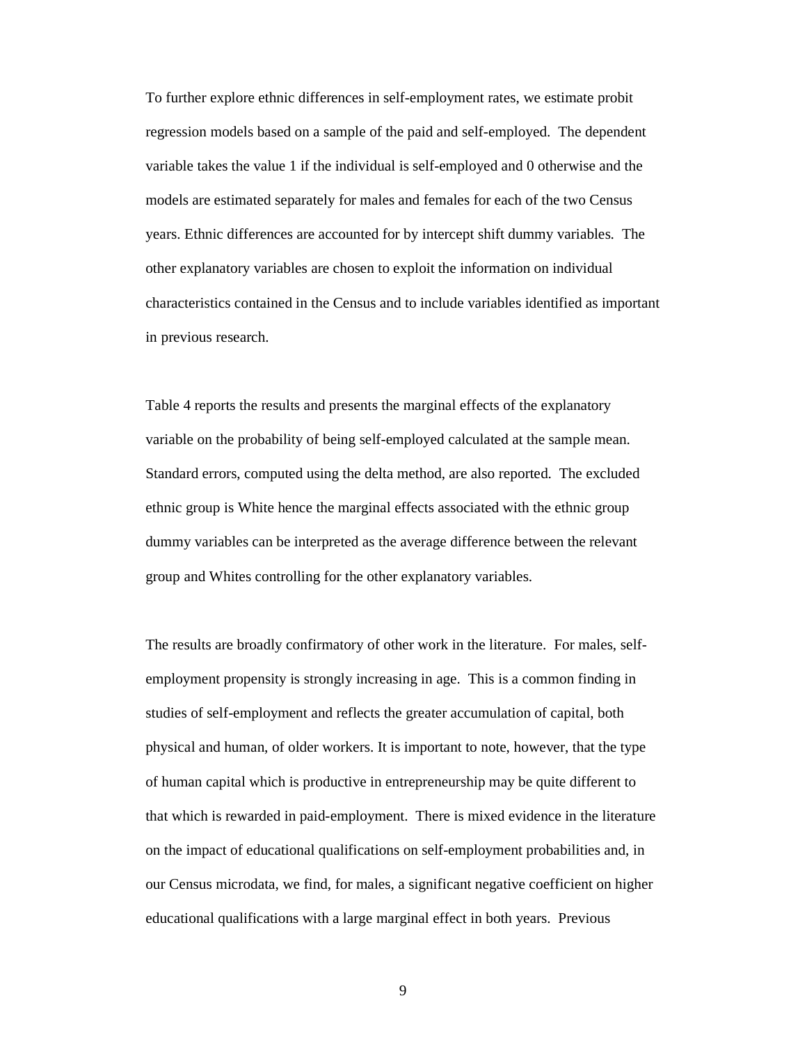To further explore ethnic differences in self-employment rates, we estimate probit regression models based on a sample of the paid and self-employed. The dependent variable takes the value 1 if the individual is self-employed and 0 otherwise and the models are estimated separately for males and females for each of the two Census years. Ethnic differences are accounted for by intercept shift dummy variables. The other explanatory variables are chosen to exploit the information on individual characteristics contained in the Census and to include variables identified as important in previous research.

Table 4 reports the results and presents the marginal effects of the explanatory variable on the probability of being self-employed calculated at the sample mean. Standard errors, computed using the delta method, are also reported. The excluded ethnic group is White hence the marginal effects associated with the ethnic group dummy variables can be interpreted as the average difference between the relevant group and Whites controlling for the other explanatory variables.

The results are broadly confirmatory of other work in the literature. For males, self-employment propensity is strongly increasing in age. This is a common finding in studies of self-employment and reflects the greater accumulation of capital, both physical and human, of older workers. It is important to note, however, that the type of human capital which is productive in entrepreneurship may be quite different to that which is rewarded in paid-employment. There is mixed evidence in the literature on the impact of educational qualifications on self-employment probabilities and, in our Census microdata, we find, for males, a significant negative coefficient on higher educational qualifications with a large marginal effect in both years. Previous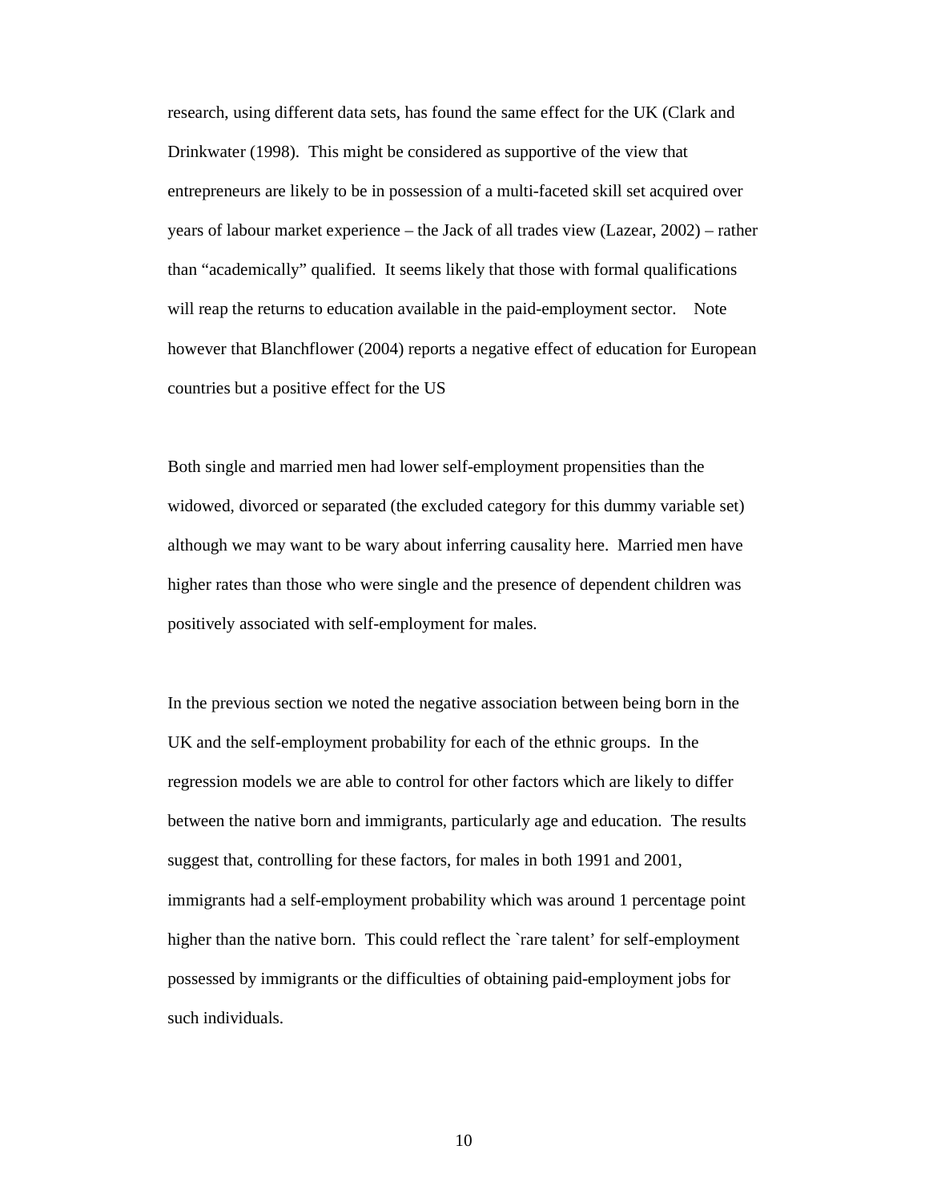research, using different data sets, has found the same effect for the UK (Clark and Drinkwater (1998). This might be considered as supportive of the view that entrepreneurs are likely to be in possession of a multi-faceted skill set acquired over years of labour market experience – the Jack of all trades view (Lazear, 2002) – rather than "academically" qualified. It seems likely that those with formal qualifications will reap the returns to education available in the paid-employment sector. Note however that Blanchflower (2004) reports a negative effect of education for European countries but a positive effect for the US

Both single and married men had lower self-employment propensities than the widowed, divorced or separated (the excluded category for this dummy variable set) although we may want to be wary about inferring causality here. Married men have higher rates than those who were single and the presence of dependent children was positively associated with self-employment for males.

In the previous section we noted the negative association between being born in the UK and the self-employment probability for each of the ethnic groups. In the regression models we are able to control for other factors which are likely to differ between the native born and immigrants, particularly age and education. The results suggest that, controlling for these factors, for males in both 1991 and 2001, immigrants had a self-employment probability which was around 1 percentage point higher than the native born. This could reflect the `rare talent' for self-employment possessed by immigrants or the difficulties of obtaining paid-employment jobs for such individuals.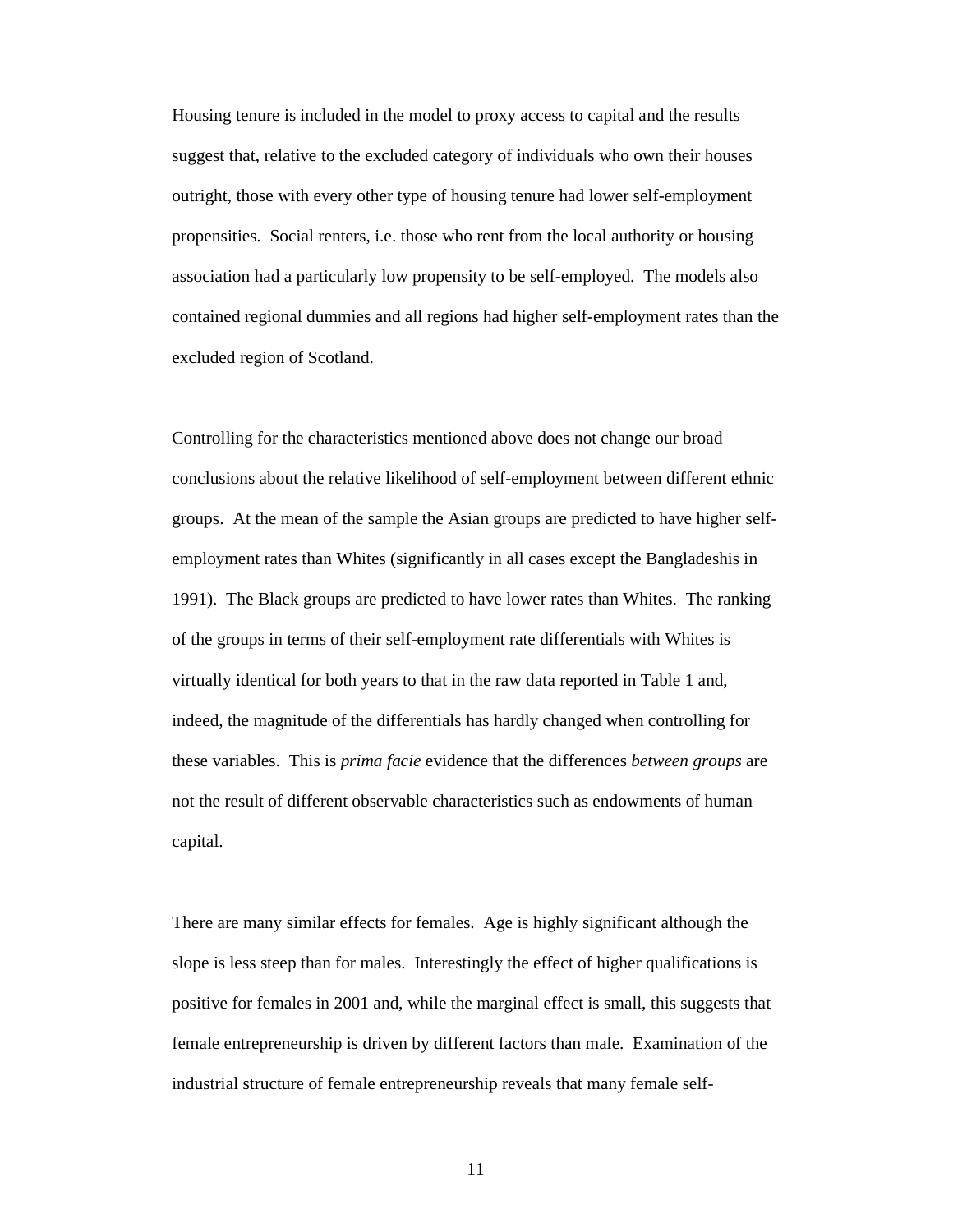Housing tenure is included in the model to proxy access to capital and the results suggest that, relative to the excluded category of individuals who own their houses outright, those with every other type of housing tenure had lower self-employment propensities. Social renters, i.e. those who rent from the local authority or housing association had a particularly low propensity to be self-employed. The models also contained regional dummies and all regions had higher self-employment rates than the excluded region of Scotland.

Controlling for the characteristics mentioned above does not change our broad conclusions about the relative likelihood of self-employment between different ethnic groups. At the mean of the sample the Asian groups are predicted to have higher self-employment rates than Whites (significantly in all cases except the Bangladeshis in 1991). The Black groups are predicted to have lower rates than Whites. The ranking of the groups in terms of their self-employment rate differentials with Whites is virtually identical for both years to that in the raw data reported in Table 1 and, indeed, the magnitude of the differentials has hardly changed when controlling for these variables. This is *prima facie* evidence that the differences *between groups* are not the result of different observable characteristics such as endowments of human capital.

There are many similar effects for females. Age is highly significant although the slope is less steep than for males. Interestingly the effect of higher qualifications is positive for females in 2001 and, while the marginal effect is small, this suggests that female entrepreneurship is driven by different factors than male. Examination of the industrial structure of female entrepreneurship reveals that many female self-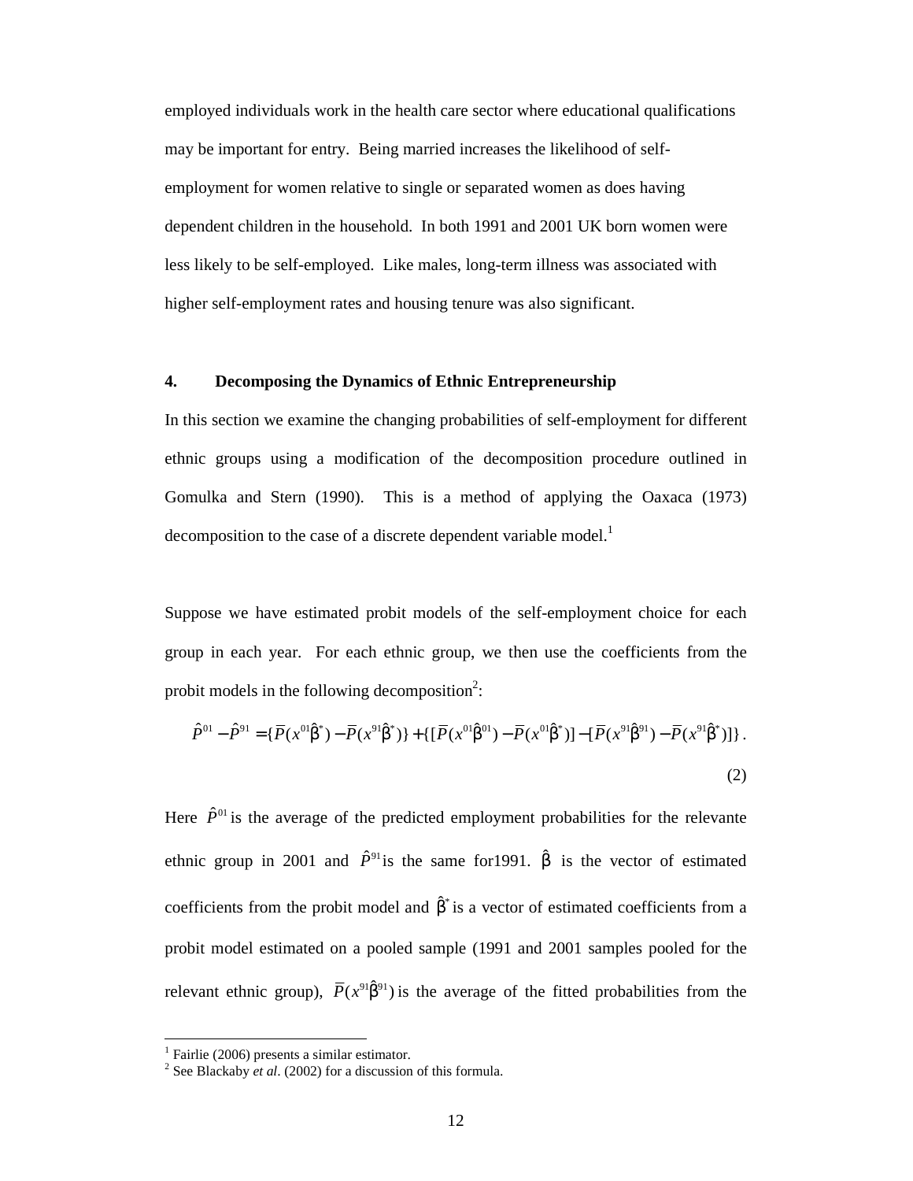employed individuals work in the health care sector where educational qualifications may be important for entry. Being married increases the likelihood of self-employment for women relative to single or separated women as does having dependent children in the household. In both 1991 and 2001 UK born women were less likely to be self-employed. Like males, long-term illness was associated with higher self-employment rates and housing tenure was also significant.

## 4. Decomposing the Dynamics of Ethnic Entrepreneurship

In this section we examine the changing probabilities of self-employment for different ethnic groups using a modification of the decomposition procedure outlined in Gomulka and Stern (1990). This is a method of applying the Oaxaca (1973) decomposition to the case of a discrete dependent variable model.[1]

Suppose we have estimated probit models of the self-employment choice for each group in each year. For each ethnic group, we then use the coefficients from the probit models in the following decomposition[2]:

$$\hat{P}^{01} - \hat{P}^{91} = \{\overline{P}(x^{01}\hat{\beta}^{*}) - \overline{P}(x^{91}\hat{\beta}^{*})\} + \{[\overline{P}(x^{01}\hat{\beta}^{01}) - \overline{P}(x^{01}\hat{\beta}^{*})] - [\overline{P}(x^{91}\hat{\beta}^{91}) - \overline{P}(x^{91}\hat{\beta}^{*})]\}. \tag{2}$$

Here $\hat{P}^{01}$ is the average of the predicted employment probabilities for the relevante ethnic group in 2001 and $\hat{P}^{91}$ is the same for1991. $\hat{\beta}$ is the vector of estimated coefficients from the probit model and $\hat{\beta}^{*}$ is a vector of estimated coefficients from a probit model estimated on a pooled sample (1991 and 2001 samples pooled for the relevant ethnic group), $\overline{P}(x^{91}\hat{\beta}^{91})$ is the average of the fitted probabilities from the

[1] Fairlie (2006) presents a similar estimator.

[2] See Blackaby *et al*. (2002) for a discussion of this formula.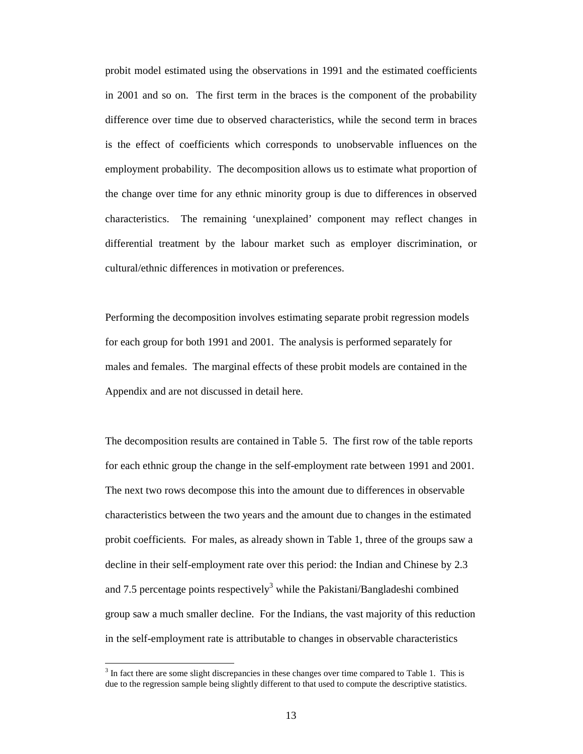probit model estimated using the observations in 1991 and the estimated coefficients in 2001 and so on. The first term in the braces is the component of the probability difference over time due to observed characteristics, while the second term in braces is the effect of coefficients which corresponds to unobservable influences on the employment probability. The decomposition allows us to estimate what proportion of the change over time for any ethnic minority group is due to differences in observed characteristics. The remaining 'unexplained' component may reflect changes in differential treatment by the labour market such as employer discrimination, or cultural/ethnic differences in motivation or preferences.

Performing the decomposition involves estimating separate probit regression models for each group for both 1991 and 2001. The analysis is performed separately for males and females. The marginal effects of these probit models are contained in the Appendix and are not discussed in detail here.

The decomposition results are contained in Table 5. The first row of the table reports for each ethnic group the change in the self-employment rate between 1991 and 2001. The next two rows decompose this into the amount due to differences in observable characteristics between the two years and the amount due to changes in the estimated probit coefficients. For males, as already shown in Table 1, three of the groups saw a decline in their self-employment rate over this period: the Indian and Chinese by 2.3 and 7.5 percentage points respectively[3] while the Pakistani/Bangladeshi combined group saw a much smaller decline. For the Indians, the vast majority of this reduction in the self-employment rate is attributable to changes in observable characteristics

[3] In fact there are some slight discrepancies in these changes over time compared to Table 1. This is due to the regression sample being slightly different to that used to compute the descriptive statistics.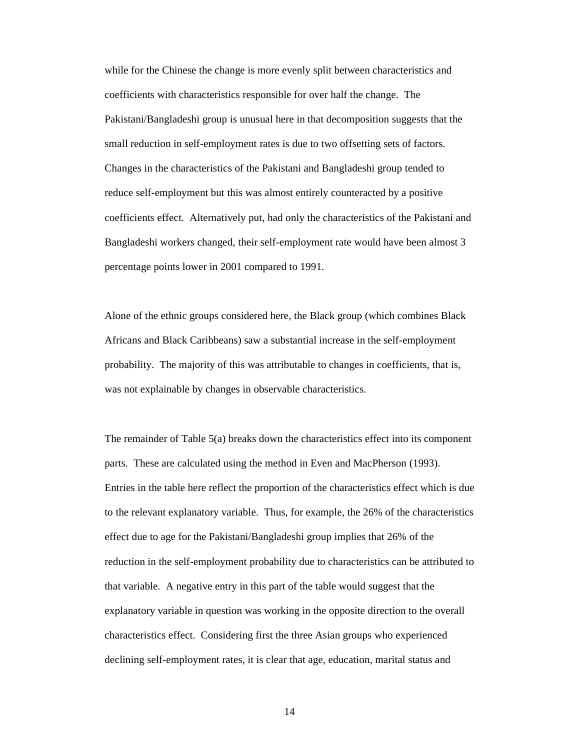while for the Chinese the change is more evenly split between characteristics and coefficients with characteristics responsible for over half the change. The Pakistani/Bangladeshi group is unusual here in that decomposition suggests that the small reduction in self-employment rates is due to two offsetting sets of factors. Changes in the characteristics of the Pakistani and Bangladeshi group tended to reduce self-employment but this was almost entirely counteracted by a positive coefficients effect. Alternatively put, had only the characteristics of the Pakistani and Bangladeshi workers changed, their self-employment rate would have been almost 3 percentage points lower in 2001 compared to 1991.

Alone of the ethnic groups considered here, the Black group (which combines Black Africans and Black Caribbeans) saw a substantial increase in the self-employment probability. The majority of this was attributable to changes in coefficients, that is, was not explainable by changes in observable characteristics.

The remainder of Table 5(a) breaks down the characteristics effect into its component parts. These are calculated using the method in Even and MacPherson (1993). Entries in the table here reflect the proportion of the characteristics effect which is due to the relevant explanatory variable. Thus, for example, the 26% of the characteristics effect due to age for the Pakistani/Bangladeshi group implies that 26% of the reduction in the self-employment probability due to characteristics can be attributed to that variable. A negative entry in this part of the table would suggest that the explanatory variable in question was working in the opposite direction to the overall characteristics effect. Considering first the three Asian groups who experienced declining self-employment rates, it is clear that age, education, marital status and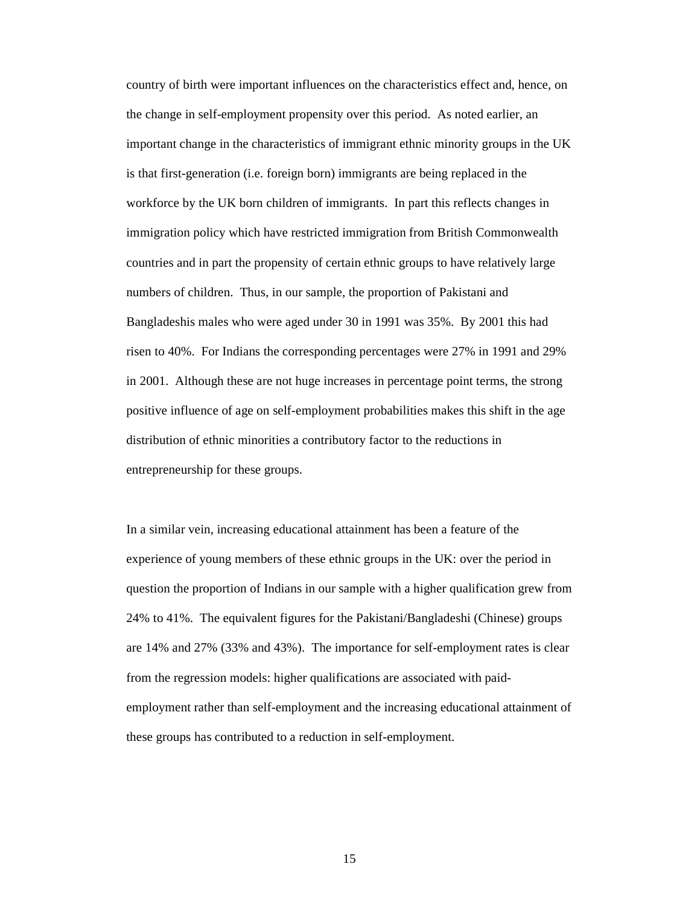country of birth were important influences on the characteristics effect and, hence, on the change in self-employment propensity over this period. As noted earlier, an important change in the characteristics of immigrant ethnic minority groups in the UK is that first-generation (i.e. foreign born) immigrants are being replaced in the workforce by the UK born children of immigrants. In part this reflects changes in immigration policy which have restricted immigration from British Commonwealth countries and in part the propensity of certain ethnic groups to have relatively large numbers of children. Thus, in our sample, the proportion of Pakistani and Bangladeshis males who were aged under 30 in 1991 was 35%. By 2001 this had risen to 40%. For Indians the corresponding percentages were 27% in 1991 and 29% in 2001. Although these are not huge increases in percentage point terms, the strong positive influence of age on self-employment probabilities makes this shift in the age distribution of ethnic minorities a contributory factor to the reductions in entrepreneurship for these groups.

In a similar vein, increasing educational attainment has been a feature of the experience of young members of these ethnic groups in the UK: over the period in question the proportion of Indians in our sample with a higher qualification grew from 24% to 41%. The equivalent figures for the Pakistani/Bangladeshi (Chinese) groups are 14% and 27% (33% and 43%). The importance for self-employment rates is clear from the regression models: higher qualifications are associated with paid-employment rather than self-employment and the increasing educational attainment of these groups has contributed to a reduction in self-employment.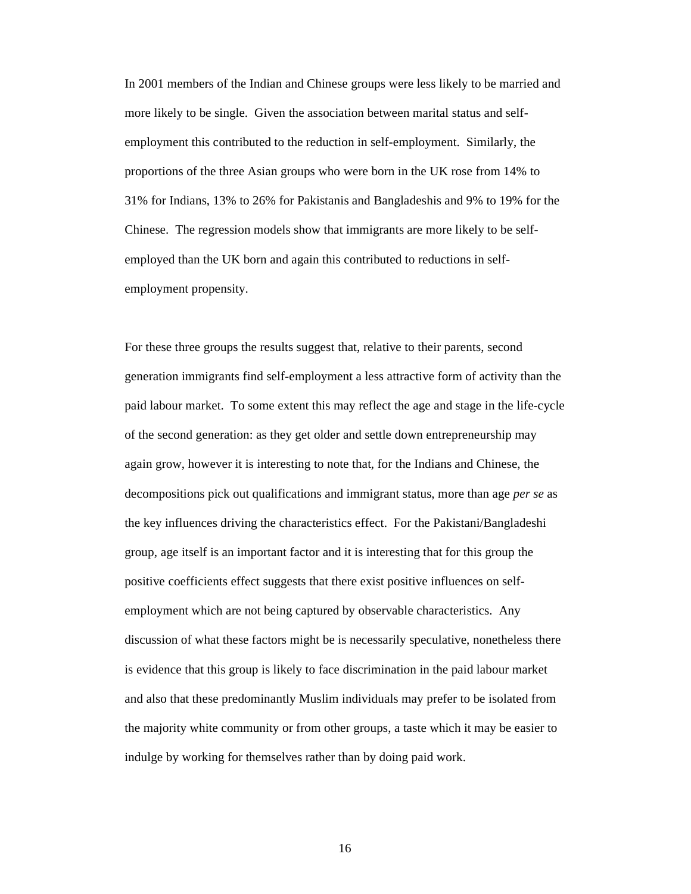In 2001 members of the Indian and Chinese groups were less likely to be married and more likely to be single. Given the association between marital status and self-employment this contributed to the reduction in self-employment. Similarly, the proportions of the three Asian groups who were born in the UK rose from 14% to 31% for Indians, 13% to 26% for Pakistanis and Bangladeshis and 9% to 19% for the Chinese. The regression models show that immigrants are more likely to be self-employed than the UK born and again this contributed to reductions in self-employment propensity.

For these three groups the results suggest that, relative to their parents, second generation immigrants find self-employment a less attractive form of activity than the paid labour market. To some extent this may reflect the age and stage in the life-cycle of the second generation: as they get older and settle down entrepreneurship may again grow, however it is interesting to note that, for the Indians and Chinese, the decompositions pick out qualifications and immigrant status, more than age *per se* as the key influences driving the characteristics effect. For the Pakistani/Bangladeshi group, age itself is an important factor and it is interesting that for this group the positive coefficients effect suggests that there exist positive influences on self-employment which are not being captured by observable characteristics. Any discussion of what these factors might be is necessarily speculative, nonetheless there is evidence that this group is likely to face discrimination in the paid labour market and also that these predominantly Muslim individuals may prefer to be isolated from the majority white community or from other groups, a taste which it may be easier to indulge by working for themselves rather than by doing paid work.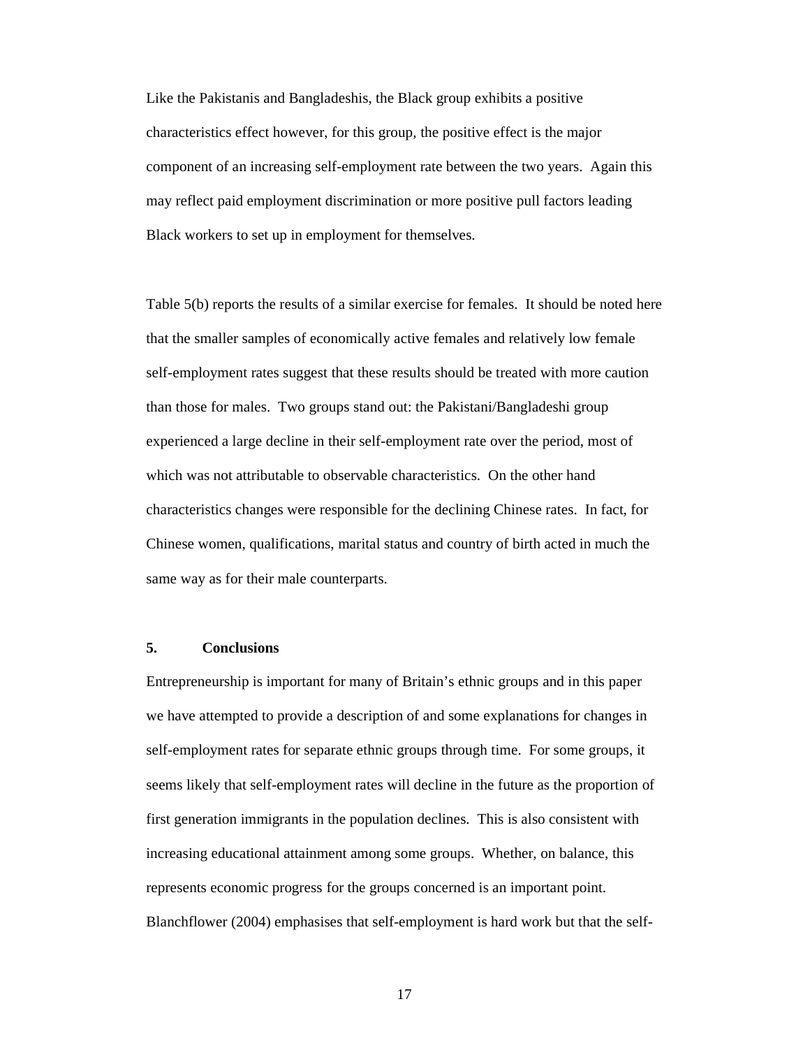Like the Pakistanis and Bangladeshis, the Black group exhibits a positive characteristics effect however, for this group, the positive effect is the major component of an increasing self-employment rate between the two years. Again this may reflect paid employment discrimination or more positive pull factors leading Black workers to set up in employment for themselves.

Table 5(b) reports the results of a similar exercise for females. It should be noted here that the smaller samples of economically active females and relatively low female self-employment rates suggest that these results should be treated with more caution than those for males. Two groups stand out: the Pakistani/Bangladeshi group experienced a large decline in their self-employment rate over the period, most of which was not attributable to observable characteristics. On the other hand characteristics changes were responsible for the declining Chinese rates. In fact, for Chinese women, qualifications, marital status and country of birth acted in much the same way as for their male counterparts.

## 5. Conclusions

Entrepreneurship is important for many of Britain's ethnic groups and in this paper we have attempted to provide a description of and some explanations for changes in self-employment rates for separate ethnic groups through time. For some groups, it seems likely that self-employment rates will decline in the future as the proportion of first generation immigrants in the population declines. This is also consistent with increasing educational attainment among some groups. Whether, on balance, this represents economic progress for the groups concerned is an important point. Blanchflower (2004) emphasises that self-employment is hard work but that the self-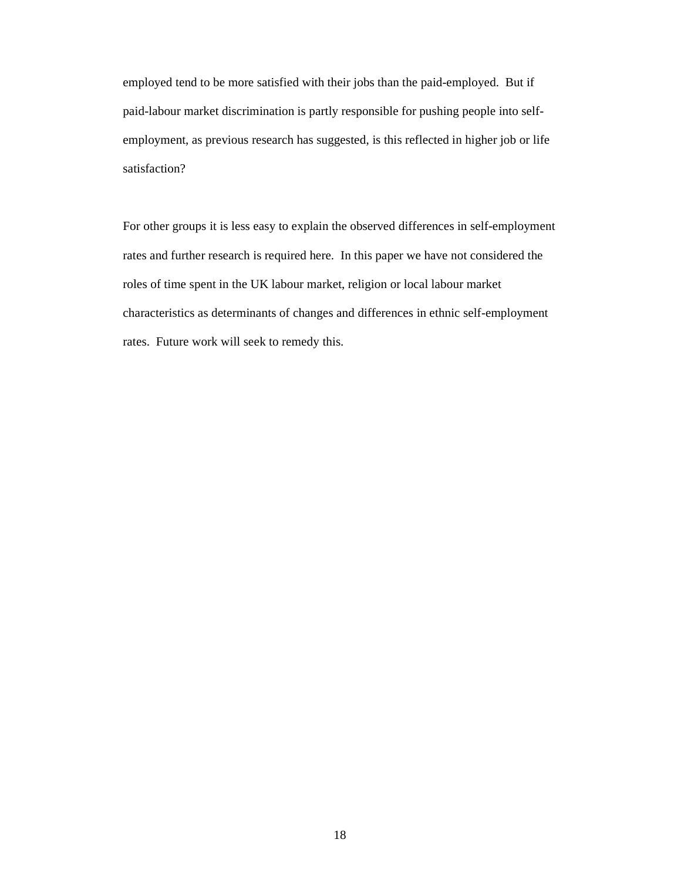employed tend to be more satisfied with their jobs than the paid-employed. But if paid-labour market discrimination is partly responsible for pushing people into self-employment, as previous research has suggested, is this reflected in higher job or life satisfaction?

For other groups it is less easy to explain the observed differences in self-employment rates and further research is required here. In this paper we have not considered the roles of time spent in the UK labour market, religion or local labour market characteristics as determinants of changes and differences in ethnic self-employment rates. Future work will seek to remedy this.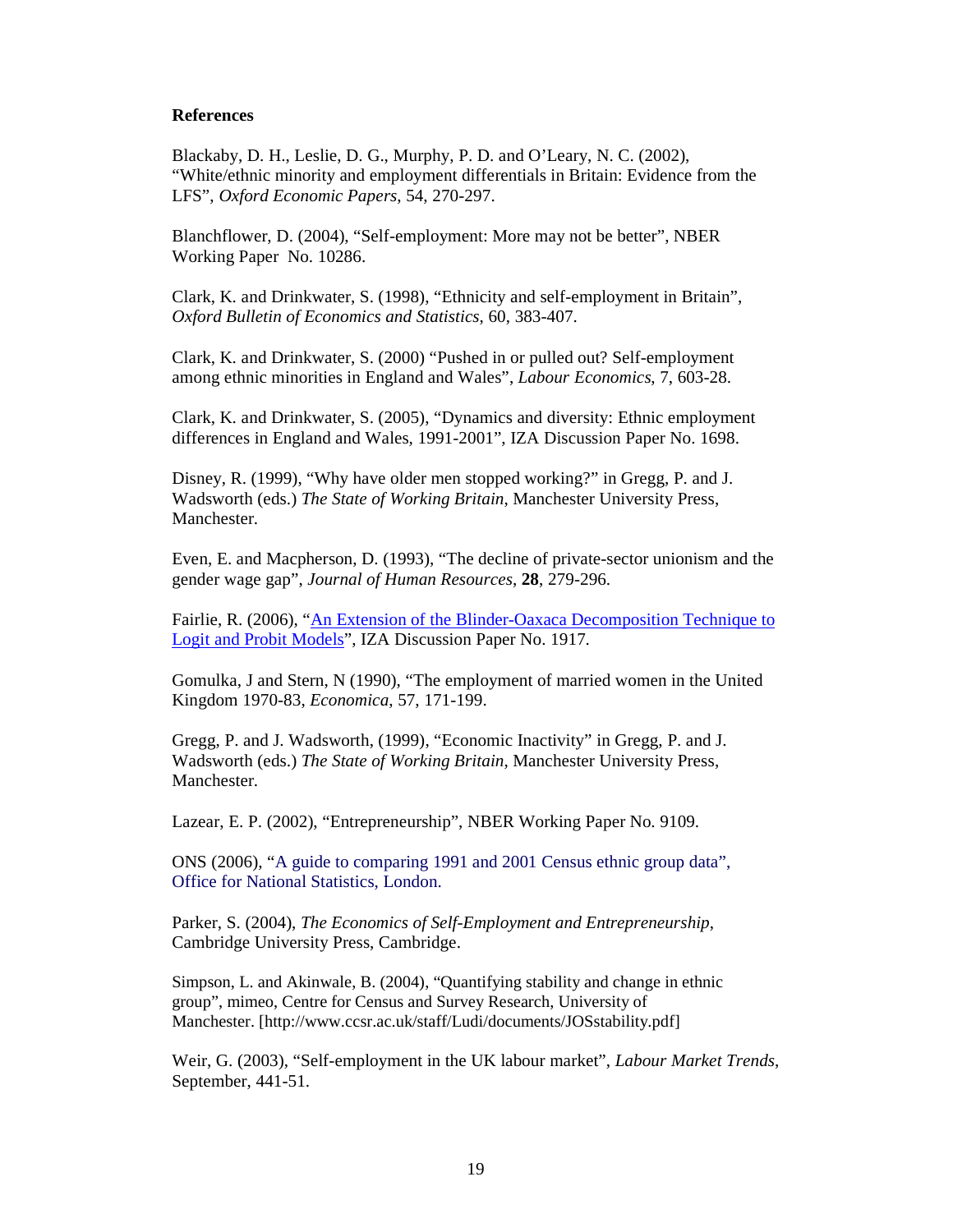**References**

Blackaby, D. H., Leslie, D. G., Murphy, P. D. and O'Leary, N. C. (2002), "White/ethnic minority and employment differentials in Britain: Evidence from the LFS", *Oxford Economic Papers*, 54, 270-297.

Blanchflower, D. (2004), "Self-employment: More may not be better", NBER Working Paper No. 10286.

Clark, K. and Drinkwater, S. (1998), "Ethnicity and self-employment in Britain", *Oxford Bulletin of Economics and Statistics*, 60, 383-407.

Clark, K. and Drinkwater, S. (2000) "Pushed in or pulled out? Self-employment among ethnic minorities in England and Wales", *Labour Economics*, 7, 603-28.

Clark, K. and Drinkwater, S. (2005), "Dynamics and diversity: Ethnic employment differences in England and Wales, 1991-2001", IZA Discussion Paper No. 1698.

Disney, R. (1999), "Why have older men stopped working?" in Gregg, P. and J. Wadsworth (eds.) *The State of Working Britain*, Manchester University Press, Manchester.

Even, E. and Macpherson, D. (1993), "The decline of private-sector unionism and the gender wage gap", *Journal of Human Resources*, **28**, 279-296.

Fairlie, R. (2006), "An Extension of the Blinder-Oaxaca Decomposition Technique to Logit and Probit Models", IZA Discussion Paper No. 1917.

Gomulka, J and Stern, N (1990), "The employment of married women in the United Kingdom 1970-83, *Economica*, 57, 171-199.

Gregg, P. and J. Wadsworth, (1999), "Economic Inactivity" in Gregg, P. and J. Wadsworth (eds.) *The State of Working Britain*, Manchester University Press, Manchester.

Lazear, E. P. (2002), "Entrepreneurship", NBER Working Paper No. 9109.

ONS (2006), "A guide to comparing 1991 and 2001 Census ethnic group data", Office for National Statistics, London.

Parker, S. (2004), *The Economics of Self-Employment and Entrepreneurship*, Cambridge University Press, Cambridge.

Simpson, L. and Akinwale, B. (2004), "Quantifying stability and change in ethnic group", mimeo, Centre for Census and Survey Research, University of Manchester. [http://www.ccsr.ac.uk/staff/Ludi/documents/JOSstability.pdf]

Weir, G. (2003), "Self-employment in the UK labour market", *Labour Market Trends*, September, 441-51.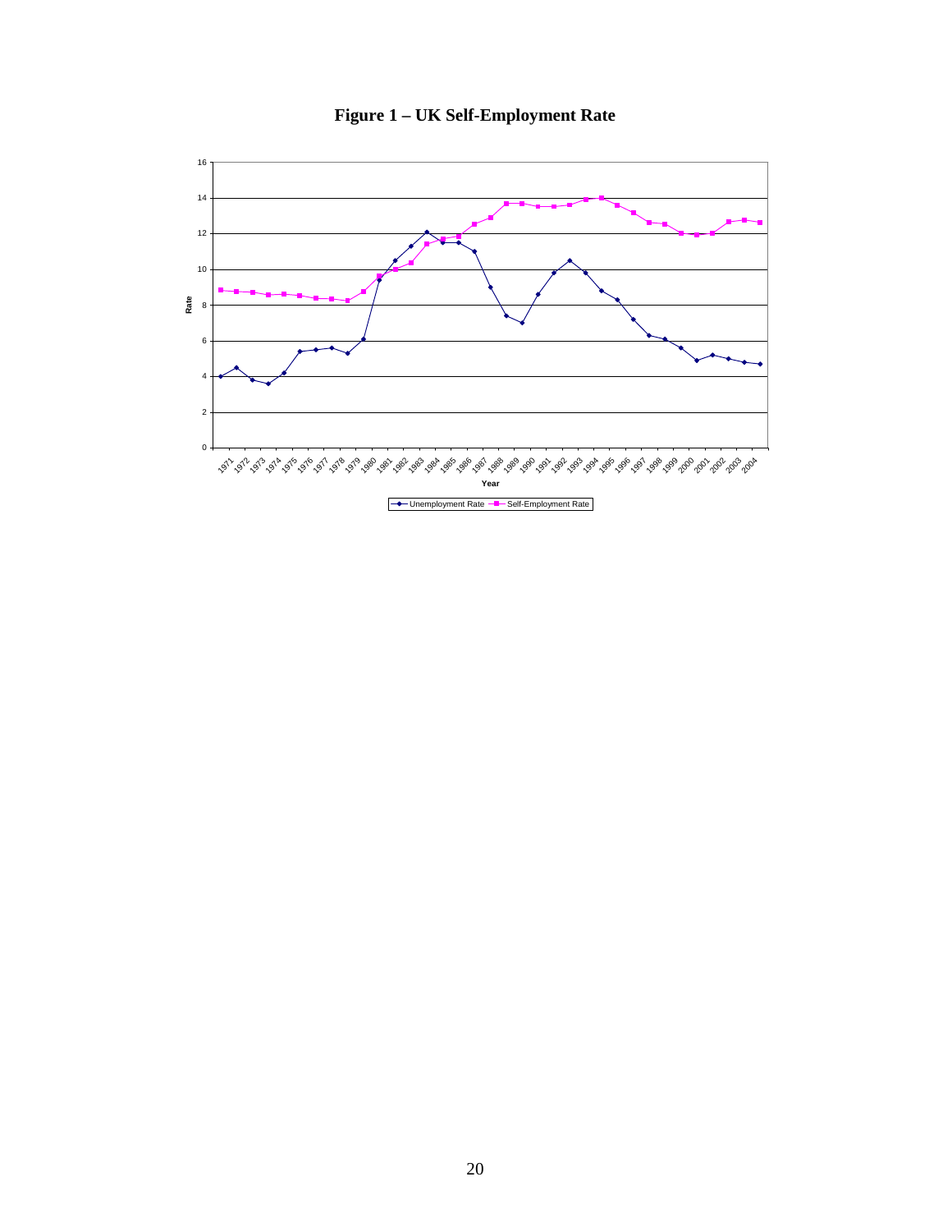**Figure 1 – UK Self-Employment Rate**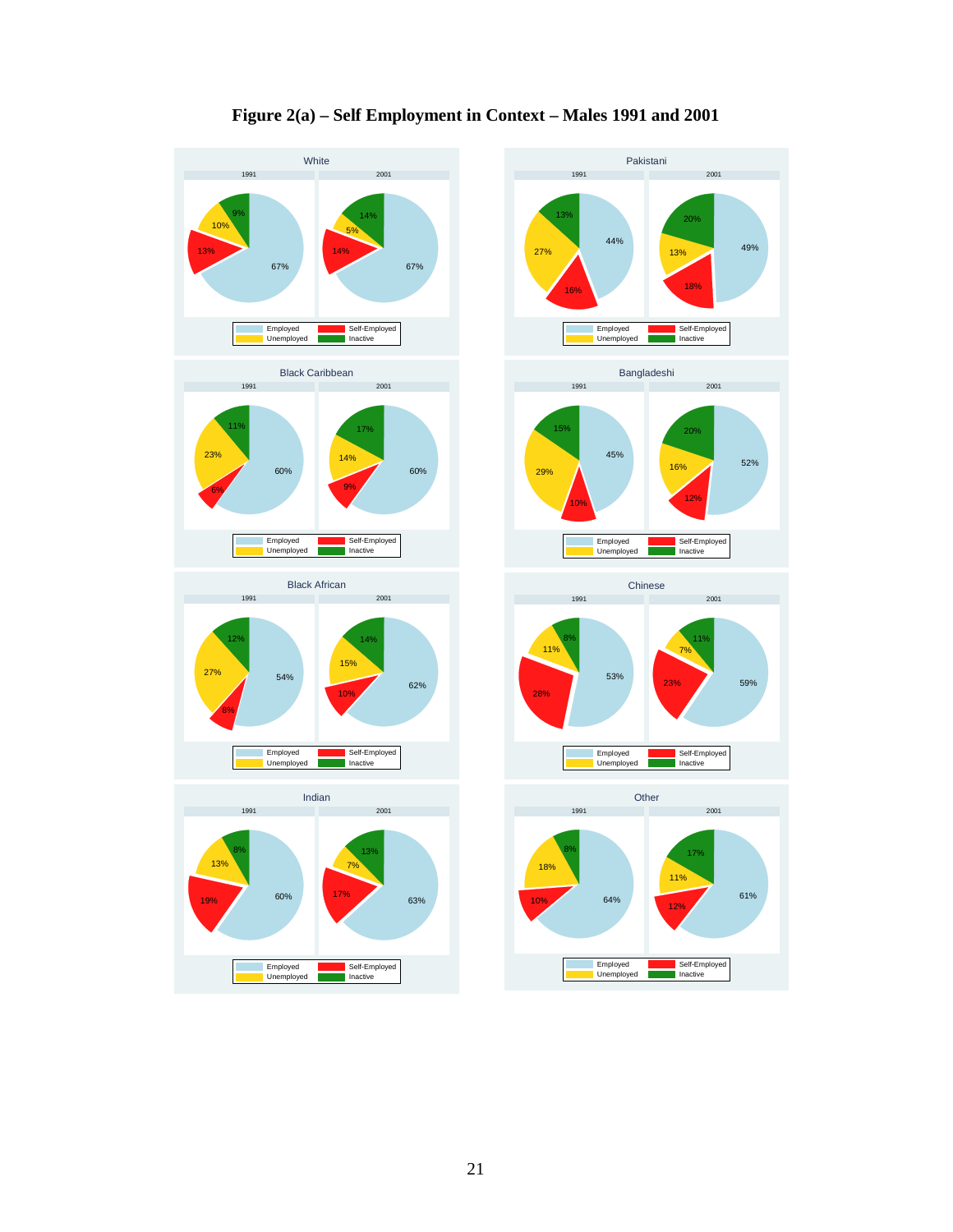# Figure 2(a) – Self Employment in Context – Males 1991 and 2001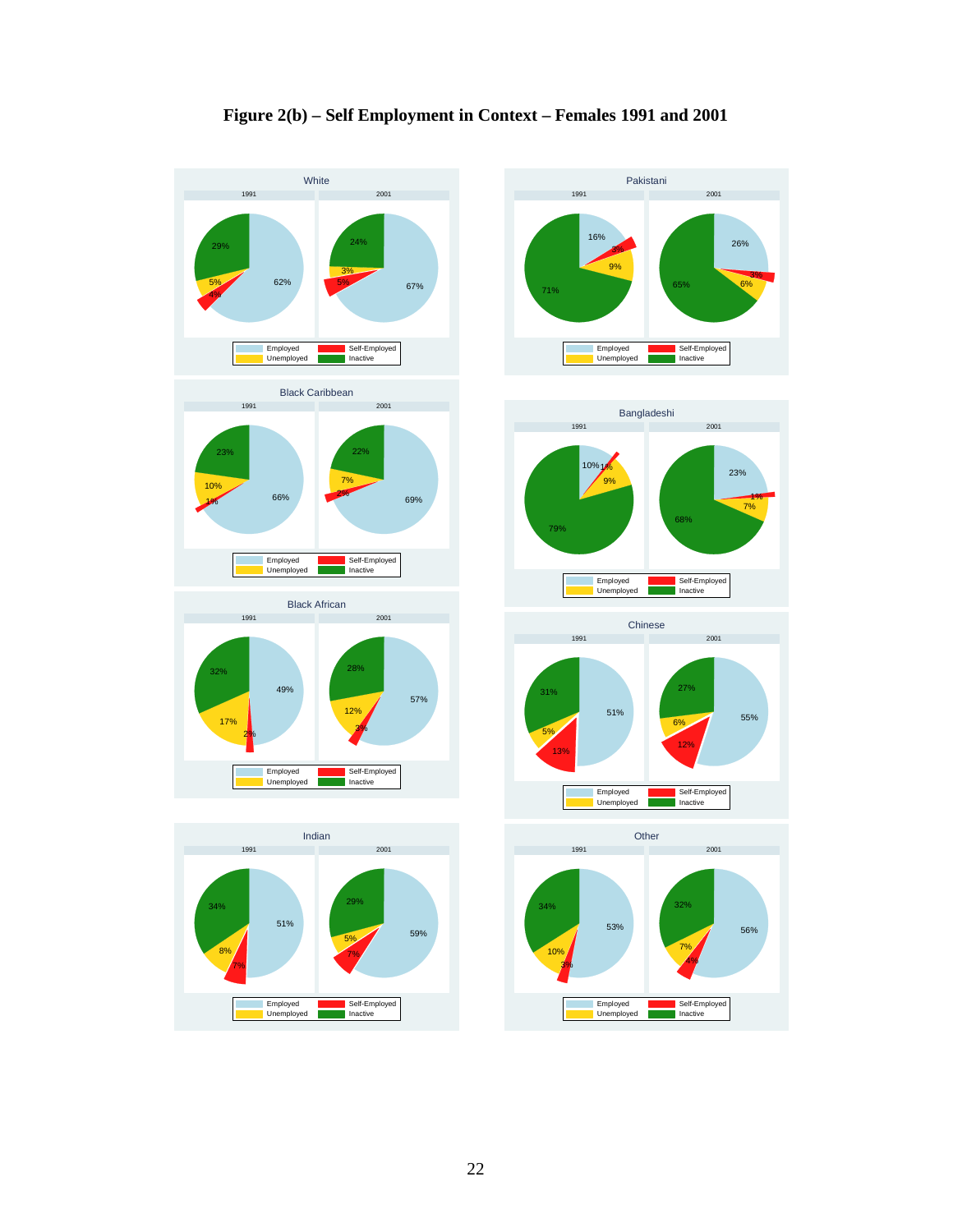**Figure 2(b) – Self Employment in Context – Females 1991 and 2001**

| Group | Year | Employed | Self-Employed | Unemployed | Inactive |
|---|---|---|---|---|---|
| White | 1991 | 62% | 4% | 5% | 29% |
| White | 2001 | 67% | 5% | 3% | 24% |
| Black Caribbean | 1991 | 66% | 1% | 10% | 23% |
| Black Caribbean | 2001 | 69% | 2% | 7% | 22% |
| Black African | 1991 | 49% | 2% | 17% | 32% |
| Black African | 2001 | 57% | 3% | 12% | 28% |
| Indian | 1991 | 51% | 7% | 8% | 34% |
| Indian | 2001 | 59% | 7% | 5% | 29% |
| Pakistani | 1991 | 16% | 3% | 9% | 71% |
| Pakistani | 2001 | 26% | 3% | 6% | 65% |
| Bangladeshi | 1991 | 10% | 1% | 9% | 79% |
| Bangladeshi | 2001 | 23% | 1% | 7% | 68% |
| Chinese | 1991 | 51% | 13% | 5% | 31% |
| Chinese | 2001 | 55% | 12% | 6% | 27% |
| Other | 1991 | 53% | 3% | 10% | 34% |
| Other | 2001 | 56% | 4% | 7% | 32% |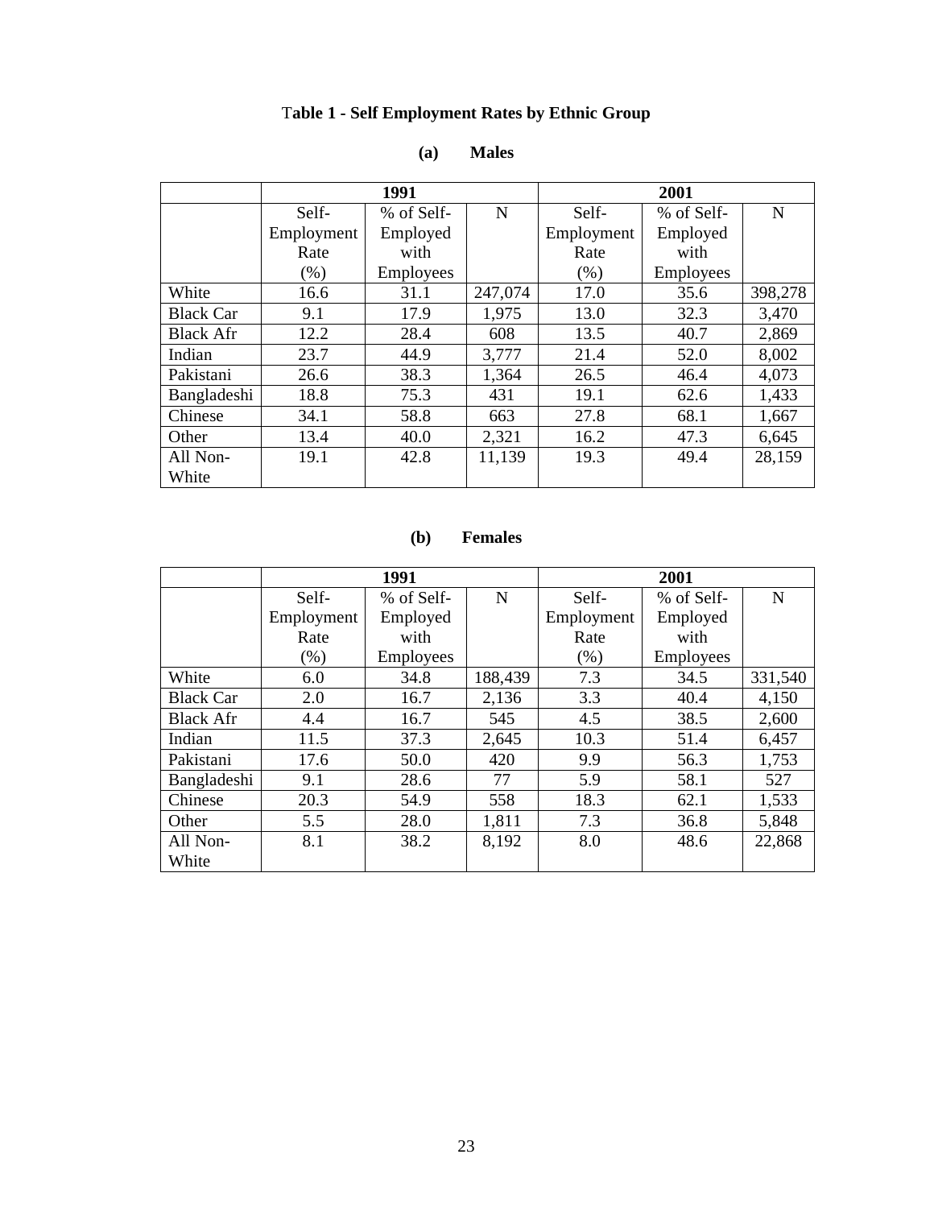# Table 1 - Self Employment Rates by Ethnic Group

## (a) Males

| | 1991 | | | 2001 | | |
|---|---|---|---|---|---|---|
| | Self-Employment Rate (%) | % of Self-Employed with Employees | N | Self-Employment Rate (%) | % of Self-Employed with Employees | N |
| White | 16.6 | 31.1 | 247,074 | 17.0 | 35.6 | 398,278 |
| Black Car | 9.1 | 17.9 | 1,975 | 13.0 | 32.3 | 3,470 |
| Black Afr | 12.2 | 28.4 | 608 | 13.5 | 40.7 | 2,869 |
| Indian | 23.7 | 44.9 | 3,777 | 21.4 | 52.0 | 8,002 |
| Pakistani | 26.6 | 38.3 | 1,364 | 26.5 | 46.4 | 4,073 |
| Bangladeshi | 18.8 | 75.3 | 431 | 19.1 | 62.6 | 1,433 |
| Chinese | 34.1 | 58.8 | 663 | 27.8 | 68.1 | 1,667 |
| Other | 13.4 | 40.0 | 2,321 | 16.2 | 47.3 | 6,645 |
| All Non-White | 19.1 | 42.8 | 11,139 | 19.3 | 49.4 | 28,159 |

## (b) Females

| | 1991 | | | 2001 | | |
|---|---|---|---|---|---|---|
| | Self-Employment Rate (%) | % of Self-Employed with Employees | N | Self-Employment Rate (%) | % of Self-Employed with Employees | N |
| White | 6.0 | 34.8 | 188,439 | 7.3 | 34.5 | 331,540 |
| Black Car | 2.0 | 16.7 | 2,136 | 3.3 | 40.4 | 4,150 |
| Black Afr | 4.4 | 16.7 | 545 | 4.5 | 38.5 | 2,600 |
| Indian | 11.5 | 37.3 | 2,645 | 10.3 | 51.4 | 6,457 |
| Pakistani | 17.6 | 50.0 | 420 | 9.9 | 56.3 | 1,753 |
| Bangladeshi | 9.1 | 28.6 | 77 | 5.9 | 58.1 | 527 |
| Chinese | 20.3 | 54.9 | 558 | 18.3 | 62.1 | 1,533 |
| Other | 5.5 | 28.0 | 1,811 | 7.3 | 36.8 | 5,848 |
| All Non-White | 8.1 | 38.2 | 8,192 | 8.0 | 48.6 | 22,868 |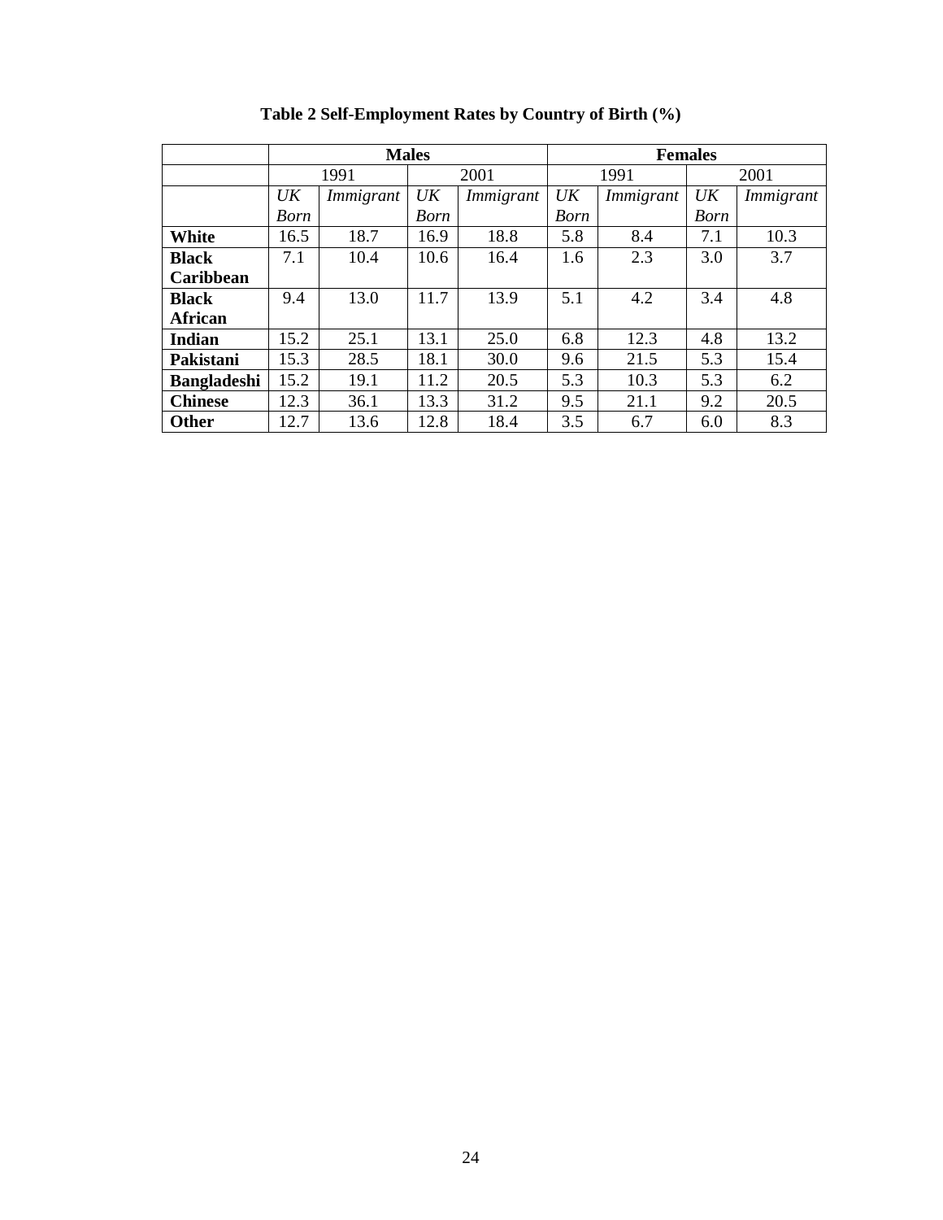**Table 2 Self-Employment Rates by Country of Birth (%)**

| | Males | | | | Females | | | |
|---|---|---|---|---|---|---|---|---|
| | 1991 | | 2001 | | 1991 | | 2001 | |
| | *UK Born* | *Immigrant* | *UK Born* | *Immigrant* | *UK Born* | *Immigrant* | *UK Born* | *Immigrant* |
| **White** | 16.5 | 18.7 | 16.9 | 18.8 | 5.8 | 8.4 | 7.1 | 10.3 |
| **Black Caribbean** | 7.1 | 10.4 | 10.6 | 16.4 | 1.6 | 2.3 | 3.0 | 3.7 |
| **Black African** | 9.4 | 13.0 | 11.7 | 13.9 | 5.1 | 4.2 | 3.4 | 4.8 |
| **Indian** | 15.2 | 25.1 | 13.1 | 25.0 | 6.8 | 12.3 | 4.8 | 13.2 |
| **Pakistani** | 15.3 | 28.5 | 18.1 | 30.0 | 9.6 | 21.5 | 5.3 | 15.4 |
| **Bangladeshi** | 15.2 | 19.1 | 11.2 | 20.5 | 5.3 | 10.3 | 5.3 | 6.2 |
| **Chinese** | 12.3 | 36.1 | 13.3 | 31.2 | 9.5 | 21.1 | 9.2 | 20.5 |
| **Other** | 12.7 | 13.6 | 12.8 | 18.4 | 3.5 | 6.7 | 6.0 | 8.3 |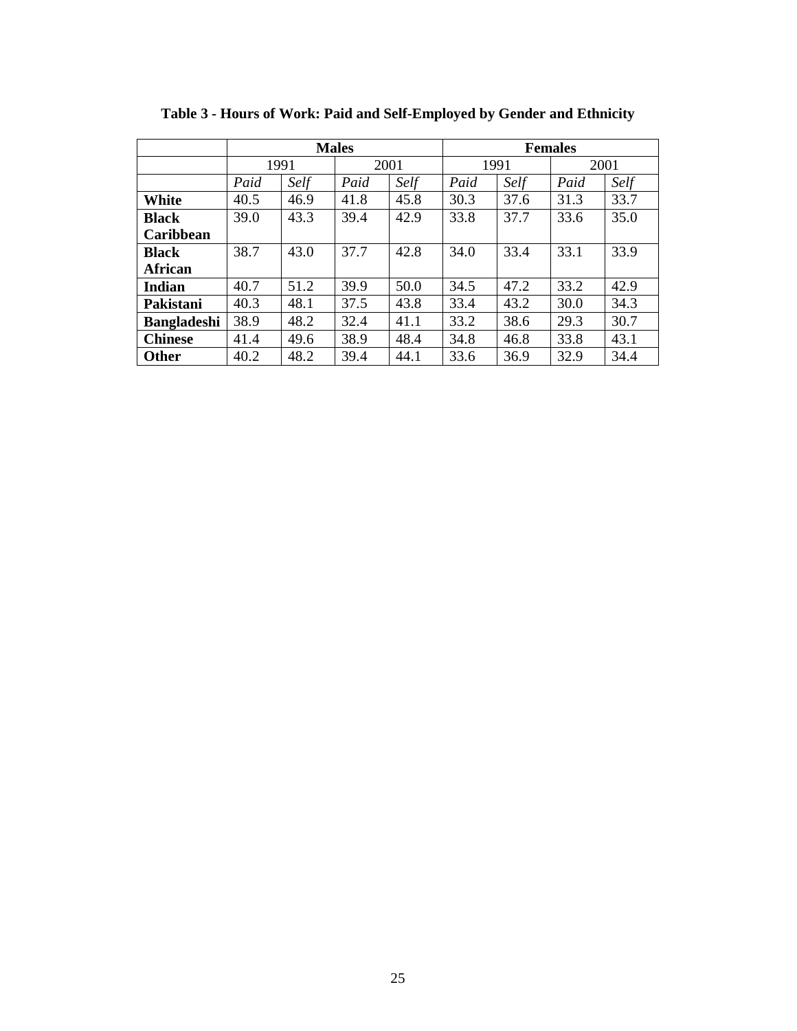**Table 3 - Hours of Work: Paid and Self-Employed by Gender and Ethnicity**

| | Males | | | | Females | | | |
|---|---|---|---|---|---|---|---|---|
| | 1991 | | 2001 | | 1991 | | 2001 | |
| | *Paid* | *Self* | *Paid* | *Self* | *Paid* | *Self* | *Paid* | *Self* |
| **White** | 40.5 | 46.9 | 41.8 | 45.8 | 30.3 | 37.6 | 31.3 | 33.7 |
| **Black Caribbean** | 39.0 | 43.3 | 39.4 | 42.9 | 33.8 | 37.7 | 33.6 | 35.0 |
| **Black African** | 38.7 | 43.0 | 37.7 | 42.8 | 34.0 | 33.4 | 33.1 | 33.9 |
| **Indian** | 40.7 | 51.2 | 39.9 | 50.0 | 34.5 | 47.2 | 33.2 | 42.9 |
| **Pakistani** | 40.3 | 48.1 | 37.5 | 43.8 | 33.4 | 43.2 | 30.0 | 34.3 |
| **Bangladeshi** | 38.9 | 48.2 | 32.4 | 41.1 | 33.2 | 38.6 | 29.3 | 30.7 |
| **Chinese** | 41.4 | 49.6 | 38.9 | 48.4 | 34.8 | 46.8 | 33.8 | 43.1 |
| **Other** | 40.2 | 48.2 | 39.4 | 44.1 | 33.6 | 36.9 | 32.9 | 34.4 |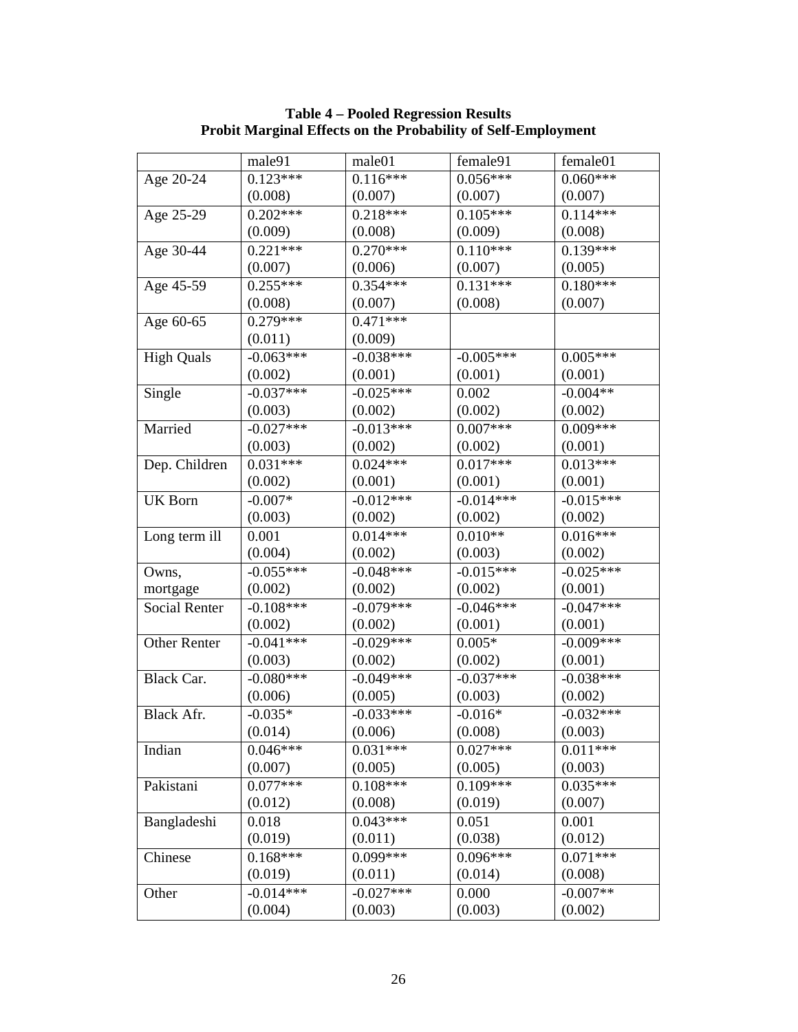**Table 4 – Pooled Regression Results**
**Probit Marginal Effects on the Probability of Self-Employment**

| | male91 | male01 | female91 | female01 |
|---|---|---|---|---|
| Age 20-24 | 0.123***<br>(0.008) | 0.116***<br>(0.007) | 0.056***<br>(0.007) | 0.060***<br>(0.007) |
| Age 25-29 | 0.202***<br>(0.009) | 0.218***<br>(0.008) | 0.105***<br>(0.009) | 0.114***<br>(0.008) |
| Age 30-44 | 0.221***<br>(0.007) | 0.270***<br>(0.006) | 0.110***<br>(0.007) | 0.139***<br>(0.005) |
| Age 45-59 | 0.255***<br>(0.008) | 0.354***<br>(0.007) | 0.131***<br>(0.008) | 0.180***<br>(0.007) |
| Age 60-65 | 0.279***<br>(0.011) | 0.471***<br>(0.009) | | |
| High Quals | -0.063***<br>(0.002) | -0.038***<br>(0.001) | -0.005***<br>(0.001) | 0.005***<br>(0.001) |
| Single | -0.037***<br>(0.003) | -0.025***<br>(0.002) | 0.002<br>(0.002) | -0.004**<br>(0.002) |
| Married | -0.027***<br>(0.003) | -0.013***<br>(0.002) | 0.007***<br>(0.002) | 0.009***<br>(0.001) |
| Dep. Children | 0.031***<br>(0.002) | 0.024***<br>(0.001) | 0.017***<br>(0.001) | 0.013***<br>(0.001) |
| UK Born | -0.007*<br>(0.003) | -0.012***<br>(0.002) | -0.014***<br>(0.002) | -0.015***<br>(0.002) |
| Long term ill | 0.001<br>(0.004) | 0.014***<br>(0.002) | 0.010**<br>(0.003) | 0.016***<br>(0.002) |
| Owns, mortgage | -0.055***<br>(0.002) | -0.048***<br>(0.002) | -0.015***<br>(0.002) | -0.025***<br>(0.001) |
| Social Renter | -0.108***<br>(0.002) | -0.079***<br>(0.002) | -0.046***<br>(0.001) | -0.047***<br>(0.001) |
| Other Renter | -0.041***<br>(0.003) | -0.029***<br>(0.002) | 0.005*<br>(0.002) | -0.009***<br>(0.001) |
| Black Car. | -0.080***<br>(0.006) | -0.049***<br>(0.005) | -0.037***<br>(0.003) | -0.038***<br>(0.002) |
| Black Afr. | -0.035*<br>(0.014) | -0.033***<br>(0.006) | -0.016*<br>(0.008) | -0.032***<br>(0.003) |
| Indian | 0.046***<br>(0.007) | 0.031***<br>(0.005) | 0.027***<br>(0.005) | 0.011***<br>(0.003) |
| Pakistani | 0.077***<br>(0.012) | 0.108***<br>(0.008) | 0.109***<br>(0.019) | 0.035***<br>(0.007) |
| Bangladeshi | 0.018<br>(0.019) | 0.043***<br>(0.011) | 0.051<br>(0.038) | 0.001<br>(0.012) |
| Chinese | 0.168***<br>(0.019) | 0.099***<br>(0.011) | 0.096***<br>(0.014) | 0.071***<br>(0.008) |
| Other | -0.014***<br>(0.004) | -0.027***<br>(0.003) | 0.000<br>(0.003) | -0.007**<br>(0.002) |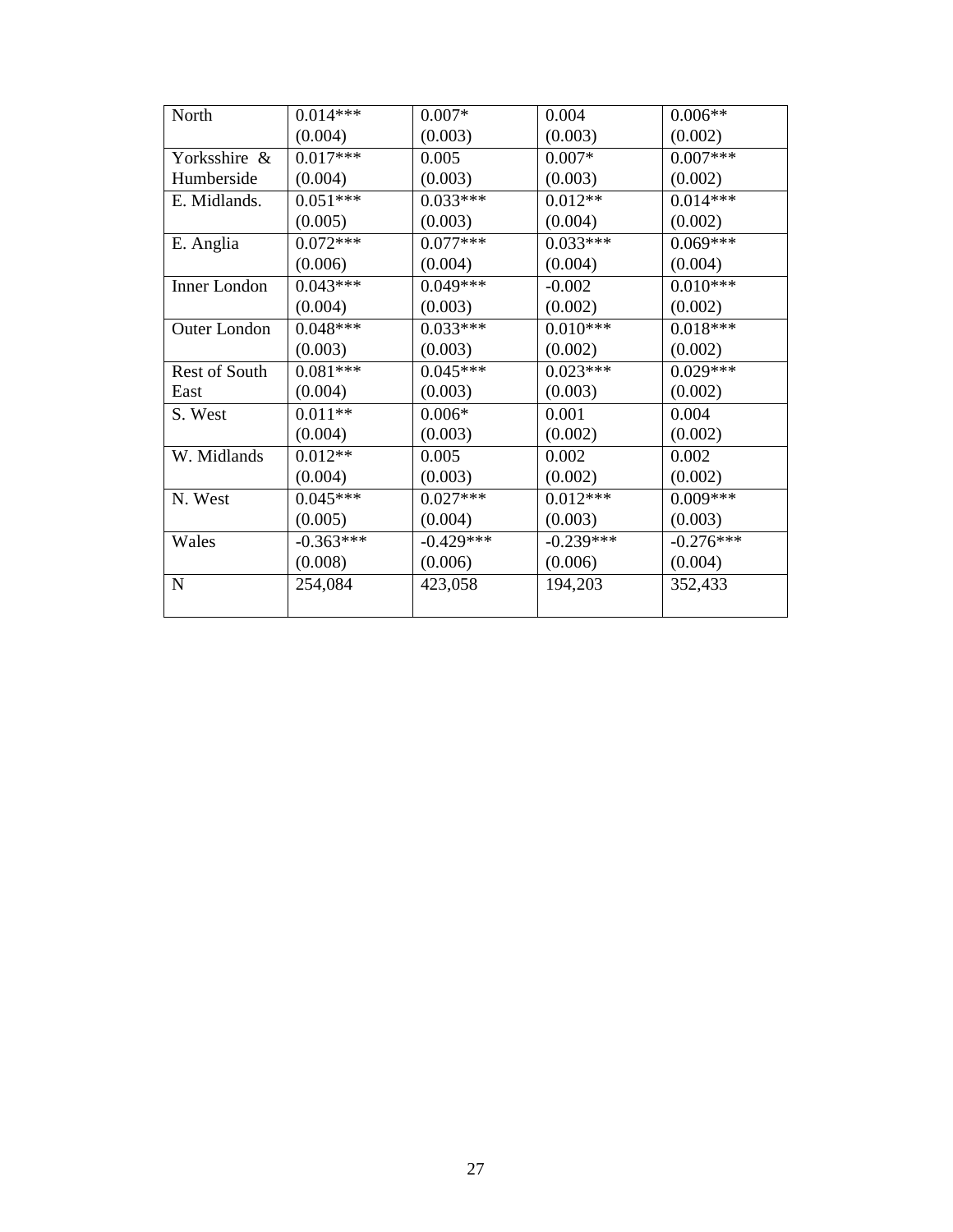| | | | | |
|---|---|---|---|---|
| North | 0.014***<br>(0.004) | 0.007*<br>(0.003) | 0.004<br>(0.003) | 0.006**<br>(0.002) |
| Yorksshire & Humberside | 0.017***<br>(0.004) | 0.005<br>(0.003) | 0.007*<br>(0.003) | 0.007***<br>(0.002) |
| E. Midlands. | 0.051***<br>(0.005) | 0.033***<br>(0.003) | 0.012**<br>(0.004) | 0.014***<br>(0.002) |
| E. Anglia | 0.072***<br>(0.006) | 0.077***<br>(0.004) | 0.033***<br>(0.004) | 0.069***<br>(0.004) |
| Inner London | 0.043***<br>(0.004) | 0.049***<br>(0.003) | -0.002<br>(0.002) | 0.010***<br>(0.002) |
| Outer London | 0.048***<br>(0.003) | 0.033***<br>(0.003) | 0.010***<br>(0.002) | 0.018***<br>(0.002) |
| Rest of South East | 0.081***<br>(0.004) | 0.045***<br>(0.003) | 0.023***<br>(0.003) | 0.029***<br>(0.002) |
| S. West | 0.011**<br>(0.004) | 0.006*<br>(0.003) | 0.001<br>(0.002) | 0.004<br>(0.002) |
| W. Midlands | 0.012**<br>(0.004) | 0.005<br>(0.003) | 0.002<br>(0.002) | 0.002<br>(0.002) |
| N. West | 0.045***<br>(0.005) | 0.027***<br>(0.004) | 0.012***<br>(0.003) | 0.009***<br>(0.003) |
| Wales | -0.363***<br>(0.008) | -0.429***<br>(0.006) | -0.239***<br>(0.006) | -0.276***<br>(0.004) |
| N | 254,084 | 423,058 | 194,203 | 352,433 |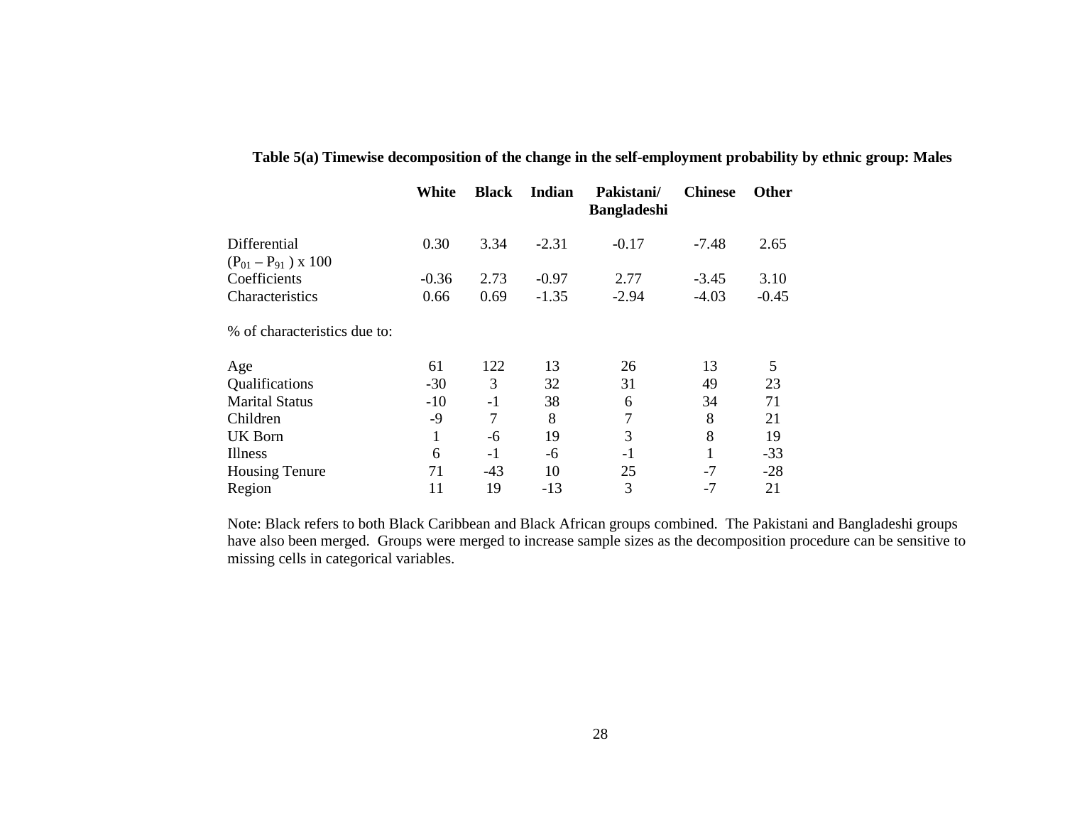**Table 5(a) Timewise decomposition of the change in the self-employment probability by ethnic group: Males**

| | White | Black | Indian | Pakistani/ Bangladeshi | Chinese | Other |
|---|---|---|---|---|---|---|
| Differential $(P_{01} - P_{91}) \times 100$ | 0.30 | 3.34 | -2.31 | -0.17 | -7.48 | 2.65 |
| Coefficients | -0.36 | 2.73 | -0.97 | 2.77 | -3.45 | 3.10 |
| Characteristics | 0.66 | 0.69 | -1.35 | -2.94 | -4.03 | -0.45 |
| % of characteristics due to: | | | | | | |
| Age | 61 | 122 | 13 | 26 | 13 | 5 |
| Qualifications | -30 | 3 | 32 | 31 | 49 | 23 |
| Marital Status | -10 | -1 | 38 | 6 | 34 | 71 |
| Children | -9 | 7 | 8 | 7 | 8 | 21 |
| UK Born | 1 | -6 | 19 | 3 | 8 | 19 |
| Illness | 6 | -1 | -6 | -1 | 1 | -33 |
| Housing Tenure | 71 | -43 | 10 | 25 | -7 | -28 |
| Region | 11 | 19 | -13 | 3 | -7 | 21 |

Note: Black refers to both Black Caribbean and Black African groups combined. The Pakistani and Bangladeshi groups have also been merged. Groups were merged to increase sample sizes as the decomposition procedure can be sensitive to missing cells in categorical variables.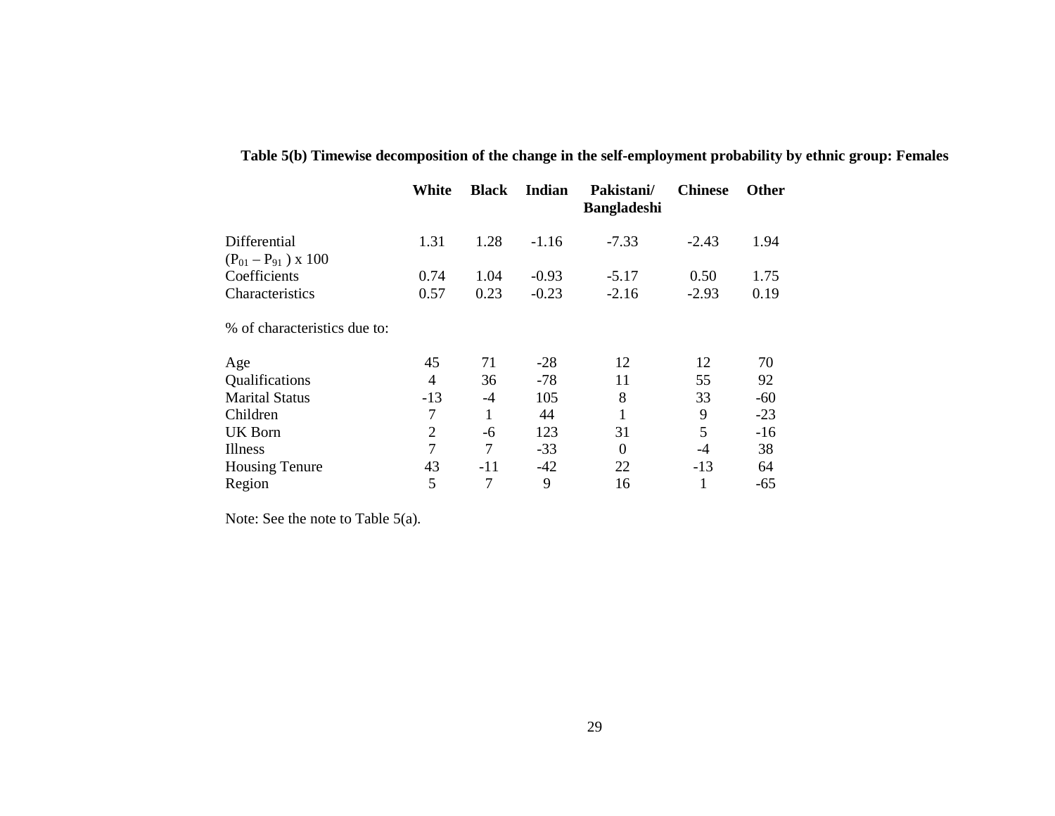**Table 5(b) Timewise decomposition of the change in the self-employment probability by ethnic group: Females**

| | White | Black | Indian | Pakistani/ Bangladeshi | Chinese | Other |
|---|---|---|---|---|---|---|
| Differential $(P_{01} – P_{91}) \times 100$ | 1.31 | 1.28 | -1.16 | -7.33 | -2.43 | 1.94 |
| Coefficients | 0.74 | 1.04 | -0.93 | -5.17 | 0.50 | 1.75 |
| Characteristics | 0.57 | 0.23 | -0.23 | -2.16 | -2.93 | 0.19 |
| % of characteristics due to: | | | | | | |
| Age | 45 | 71 | -28 | 12 | 12 | 70 |
| Qualifications | 4 | 36 | -78 | 11 | 55 | 92 |
| Marital Status | -13 | -4 | 105 | 8 | 33 | -60 |
| Children | 7 | 1 | 44 | 1 | 9 | -23 |
| UK Born | 2 | -6 | 123 | 31 | 5 | -16 |
| Illness | 7 | 7 | -33 | 0 | -4 | 38 |
| Housing Tenure | 43 | -11 | -42 | 22 | -13 | 64 |
| Region | 5 | 7 | 9 | 16 | 1 | -65 |

Note: See the note to Table 5(a).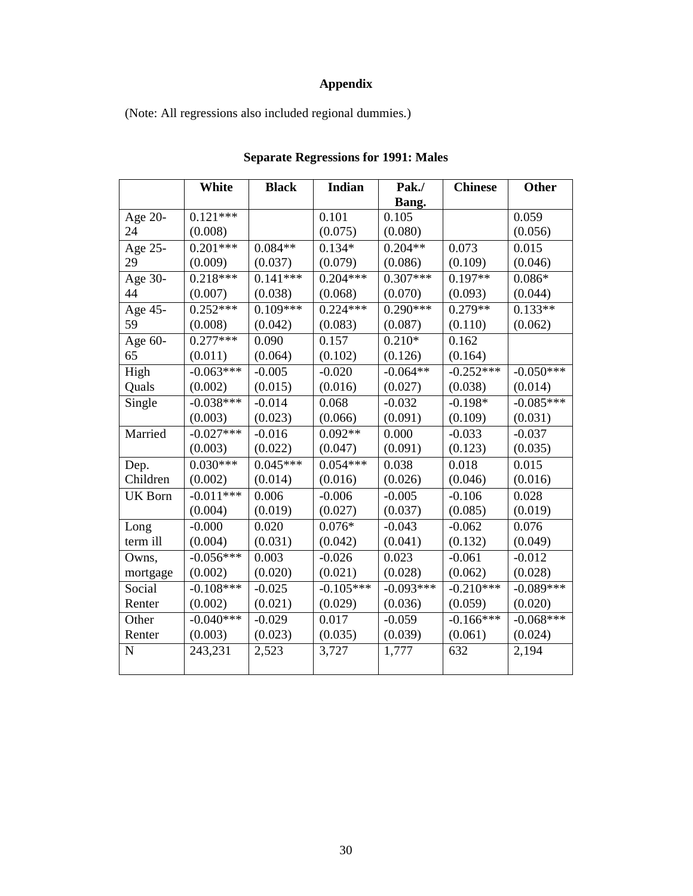## Appendix

(Note: All regressions also included regional dummies.)

### Separate Regressions for 1991: Males

| | White | Black | Indian | Pak./ Bang. | Chinese | Other |
|---|---|---|---|---|---|---|
| Age 20-24 | 0.121*** (0.008) | | 0.101 (0.075) | 0.105 (0.080) | | 0.059 (0.056) |
| Age 25-29 | 0.201*** (0.009) | 0.084** (0.037) | 0.134* (0.079) | 0.204** (0.086) | 0.073 (0.109) | 0.015 (0.046) |
| Age 30-44 | 0.218*** (0.007) | 0.141*** (0.038) | 0.204*** (0.068) | 0.307*** (0.070) | 0.197** (0.093) | 0.086* (0.044) |
| Age 45-59 | 0.252*** (0.008) | 0.109*** (0.042) | 0.224*** (0.083) | 0.290*** (0.087) | 0.279** (0.110) | 0.133** (0.062) |
| Age 60-65 | 0.277*** (0.011) | 0.090 (0.064) | 0.157 (0.102) | 0.210* (0.126) | 0.162 (0.164) | |
| High Quals | -0.063*** (0.002) | -0.005 (0.015) | -0.020 (0.016) | -0.064** (0.027) | -0.252*** (0.038) | -0.050*** (0.014) |
| Single | -0.038*** (0.003) | -0.014 (0.023) | 0.068 (0.066) | -0.032 (0.091) | -0.198* (0.109) | -0.085*** (0.031) |
| Married | -0.027*** (0.003) | -0.016 (0.022) | 0.092** (0.047) | 0.000 (0.091) | -0.033 (0.123) | -0.037 (0.035) |
| Dep. Children | 0.030*** (0.002) | 0.045*** (0.014) | 0.054*** (0.016) | 0.038 (0.026) | 0.018 (0.046) | 0.015 (0.016) |
| UK Born | -0.011*** (0.004) | 0.006 (0.019) | -0.006 (0.027) | -0.005 (0.037) | -0.106 (0.085) | 0.028 (0.019) |
| Long term ill | -0.000 (0.004) | 0.020 (0.031) | 0.076* (0.042) | -0.043 (0.041) | -0.062 (0.132) | 0.076 (0.049) |
| Owns, mortgage | -0.056*** (0.002) | 0.003 (0.020) | -0.026 (0.021) | 0.023 (0.028) | -0.061 (0.062) | -0.012 (0.028) |
| Social Renter | -0.108*** (0.002) | -0.025 (0.021) | -0.105*** (0.029) | -0.093*** (0.036) | -0.210*** (0.059) | -0.089*** (0.020) |
| Other Renter | -0.040*** (0.003) | -0.029 (0.023) | 0.017 (0.035) | -0.059 (0.039) | -0.166*** (0.061) | -0.068*** (0.024) |
| N | 243,231 | 2,523 | 3,727 | 1,777 | 632 | 2,194 |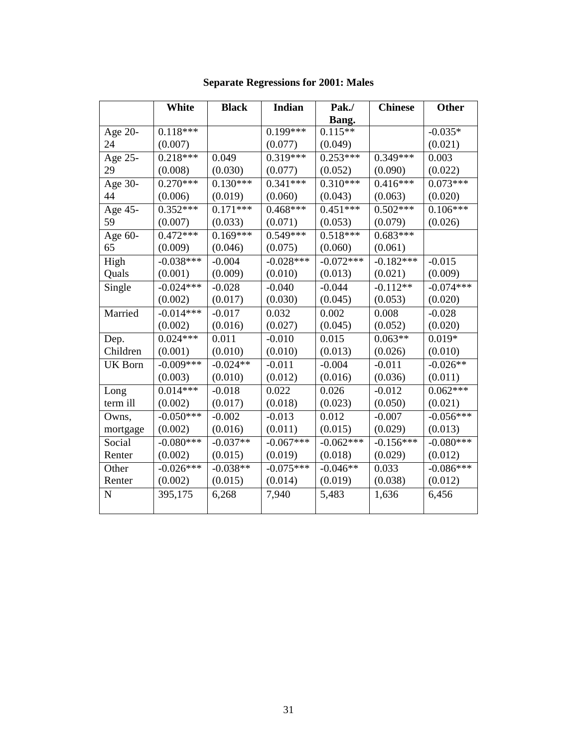**Separate Regressions for 2001: Males**

| | White | Black | Indian | Pak./ Bang. | Chinese | Other |
|---|---|---|---|---|---|---|
| Age 20-24 | 0.118***<br>(0.007) | | 0.199***<br>(0.077) | 0.115**<br>(0.049) | | -0.035*<br>(0.021) |
| Age 25-29 | 0.218***<br>(0.008) | 0.049<br>(0.030) | 0.319***<br>(0.077) | 0.253***<br>(0.052) | 0.349***<br>(0.090) | 0.003<br>(0.022) |
| Age 30-44 | 0.270***<br>(0.006) | 0.130***<br>(0.019) | 0.341***<br>(0.060) | 0.310***<br>(0.043) | 0.416***<br>(0.063) | 0.073***<br>(0.020) |
| Age 45-59 | 0.352***<br>(0.007) | 0.171***<br>(0.033) | 0.468***<br>(0.071) | 0.451***<br>(0.053) | 0.502***<br>(0.079) | 0.106***<br>(0.026) |
| Age 60-65 | 0.472***<br>(0.009) | 0.169***<br>(0.046) | 0.549***<br>(0.075) | 0.518***<br>(0.060) | 0.683***<br>(0.061) | |
| High Quals | -0.038***<br>(0.001) | -0.004<br>(0.009) | -0.028***<br>(0.010) | -0.072***<br>(0.013) | -0.182***<br>(0.021) | -0.015<br>(0.009) |
| Single | -0.024***<br>(0.002) | -0.028<br>(0.017) | -0.040<br>(0.030) | -0.044<br>(0.045) | -0.112**<br>(0.053) | -0.074***<br>(0.020) |
| Married | -0.014***<br>(0.002) | -0.017<br>(0.016) | 0.032<br>(0.027) | 0.002<br>(0.045) | 0.008<br>(0.052) | -0.028<br>(0.020) |
| Dep. Children | 0.024***<br>(0.001) | 0.011<br>(0.010) | -0.010<br>(0.010) | 0.015<br>(0.013) | 0.063**<br>(0.026) | 0.019*<br>(0.010) |
| UK Born | -0.009***<br>(0.003) | -0.024**<br>(0.010) | -0.011<br>(0.012) | -0.004<br>(0.016) | -0.011<br>(0.036) | -0.026**<br>(0.011) |
| Long term ill | 0.014***<br>(0.002) | -0.018<br>(0.017) | 0.022<br>(0.018) | 0.026<br>(0.023) | -0.012<br>(0.050) | 0.062***<br>(0.021) |
| Owns, mortgage | -0.050***<br>(0.002) | -0.002<br>(0.016) | -0.013<br>(0.011) | 0.012<br>(0.015) | -0.007<br>(0.029) | -0.056***<br>(0.013) |
| Social Renter | -0.080***<br>(0.002) | -0.037**<br>(0.015) | -0.067***<br>(0.019) | -0.062***<br>(0.018) | -0.156***<br>(0.029) | -0.080***<br>(0.012) |
| Other Renter | -0.026***<br>(0.002) | -0.038**<br>(0.015) | -0.075***<br>(0.014) | -0.046**<br>(0.019) | 0.033<br>(0.038) | -0.086***<br>(0.012) |
| N | 395,175 | 6,268 | 7,940 | 5,483 | 1,636 | 6,456 |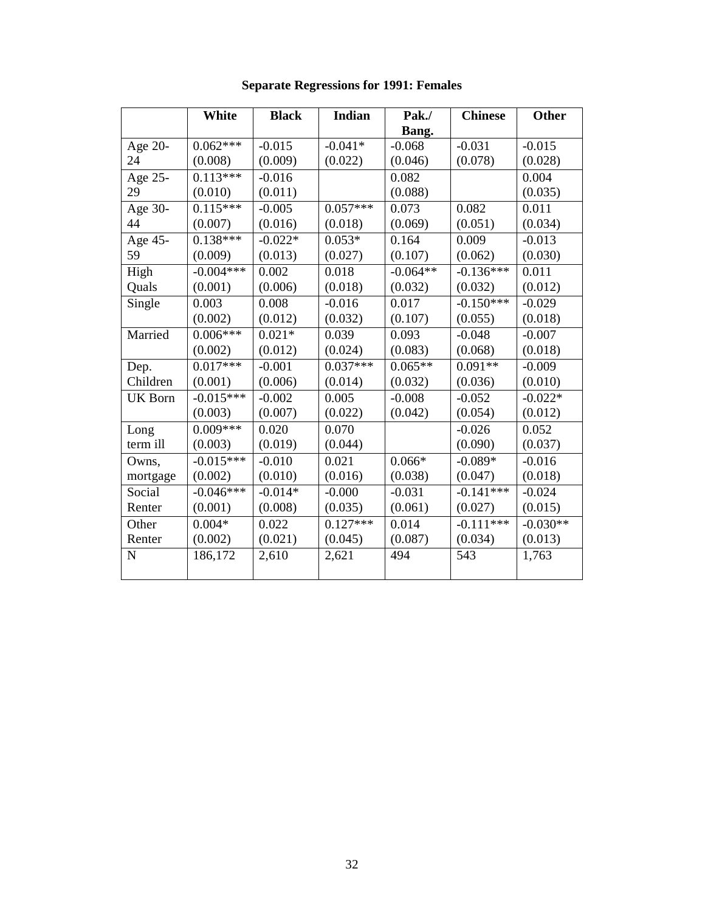**Separate Regressions for 1991: Females**

| | White | Black | Indian | Pak./ Bang. | Chinese | Other |
|---|---|---|---|---|---|---|
| Age 20-24 | 0.062*** (0.008) | -0.015 (0.009) | -0.041* (0.022) | -0.068 (0.046) | -0.031 (0.078) | -0.015 (0.028) |
| Age 25-29 | 0.113*** (0.010) | -0.016 (0.011) | | 0.082 (0.088) | | 0.004 (0.035) |
| Age 30-44 | 0.115*** (0.007) | -0.005 (0.016) | 0.057*** (0.018) | 0.073 (0.069) | 0.082 (0.051) | 0.011 (0.034) |
| Age 45-59 | 0.138*** (0.009) | -0.022* (0.013) | 0.053* (0.027) | 0.164 (0.107) | 0.009 (0.062) | -0.013 (0.030) |
| High Quals | -0.004*** (0.001) | 0.002 (0.006) | 0.018 (0.018) | -0.064** (0.032) | -0.136*** (0.032) | 0.011 (0.012) |
| Single | 0.003 (0.002) | 0.008 (0.012) | -0.016 (0.032) | 0.017 (0.107) | -0.150*** (0.055) | -0.029 (0.018) |
| Married | 0.006*** (0.002) | 0.021* (0.012) | 0.039 (0.024) | 0.093 (0.083) | -0.048 (0.068) | -0.007 (0.018) |
| Dep. Children | 0.017*** (0.001) | -0.001 (0.006) | 0.037*** (0.014) | 0.065** (0.032) | 0.091** (0.036) | -0.009 (0.010) |
| UK Born | -0.015*** (0.003) | -0.002 (0.007) | 0.005 (0.022) | -0.008 (0.042) | -0.052 (0.054) | -0.022* (0.012) |
| Long term ill | 0.009*** (0.003) | 0.020 (0.019) | 0.070 (0.044) | | -0.026 (0.090) | 0.052 (0.037) |
| Owns, mortgage | -0.015*** (0.002) | -0.010 (0.010) | 0.021 (0.016) | 0.066* (0.038) | -0.089* (0.047) | -0.016 (0.018) |
| Social Renter | -0.046*** (0.001) | -0.014* (0.008) | -0.000 (0.035) | -0.031 (0.061) | -0.141*** (0.027) | -0.024 (0.015) |
| Other Renter | 0.004* (0.002) | 0.022 (0.021) | 0.127*** (0.045) | 0.014 (0.087) | -0.111*** (0.034) | -0.030** (0.013) |
| N | 186,172 | 2,610 | 2,621 | 494 | 543 | 1,763 |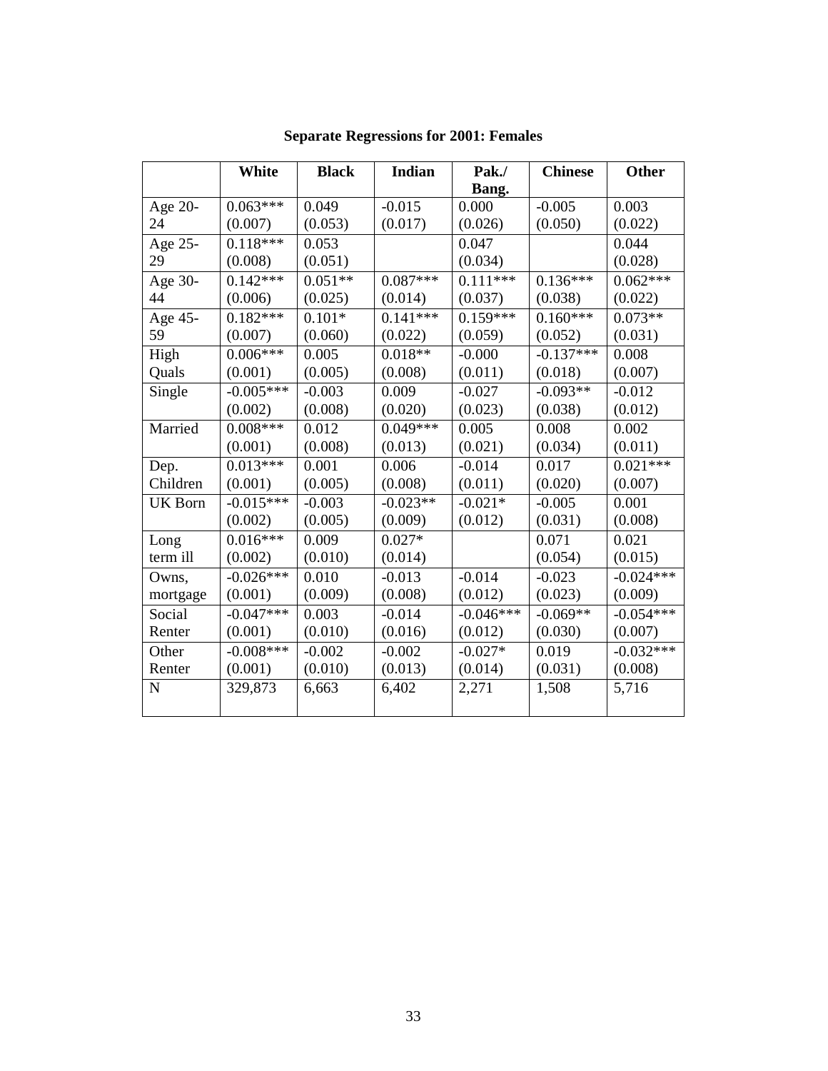**Separate Regressions for 2001: Females**

| | White | Black | Indian | Pak./ Bang. | Chinese | Other |
|---|---|---|---|---|---|---|
| Age 20-24 | 0.063*** (0.007) | 0.049 (0.053) | -0.015 (0.017) | 0.000 (0.026) | -0.005 (0.050) | 0.003 (0.022) |
| Age 25-29 | 0.118*** (0.008) | 0.053 (0.051) | | 0.047 (0.034) | | 0.044 (0.028) |
| Age 30-44 | 0.142*** (0.006) | 0.051** (0.025) | 0.087*** (0.014) | 0.111*** (0.037) | 0.136*** (0.038) | 0.062*** (0.022) |
| Age 45-59 | 0.182*** (0.007) | 0.101* (0.060) | 0.141*** (0.022) | 0.159*** (0.059) | 0.160*** (0.052) | 0.073** (0.031) |
| High Quals | 0.006*** (0.001) | 0.005 (0.005) | 0.018** (0.008) | -0.000 (0.011) | -0.137*** (0.018) | 0.008 (0.007) |
| Single | -0.005*** (0.002) | -0.003 (0.008) | 0.009 (0.020) | -0.027 (0.023) | -0.093** (0.038) | -0.012 (0.012) |
| Married | 0.008*** (0.001) | 0.012 (0.008) | 0.049*** (0.013) | 0.005 (0.021) | 0.008 (0.034) | 0.002 (0.011) |
| Dep. Children | 0.013*** (0.001) | 0.001 (0.005) | 0.006 (0.008) | -0.014 (0.011) | 0.017 (0.020) | 0.021*** (0.007) |
| UK Born | -0.015*** (0.002) | -0.003 (0.005) | -0.023** (0.009) | -0.021* (0.012) | -0.005 (0.031) | 0.001 (0.008) |
| Long term ill | 0.016*** (0.002) | 0.009 (0.010) | 0.027* (0.014) | | 0.071 (0.054) | 0.021 (0.015) |
| Owns, mortgage | -0.026*** (0.001) | 0.010 (0.009) | -0.013 (0.008) | -0.014 (0.012) | -0.023 (0.023) | -0.024*** (0.009) |
| Social Renter | -0.047*** (0.001) | 0.003 (0.010) | -0.014 (0.016) | -0.046*** (0.012) | -0.069** (0.030) | -0.054*** (0.007) |
| Other Renter | -0.008*** (0.001) | -0.002 (0.010) | -0.002 (0.013) | -0.027* (0.014) | 0.019 (0.031) | -0.032*** (0.008) |
| N | 329,873 | 6,663 | 6,402 | 2,271 | 1,508 | 5,716 |